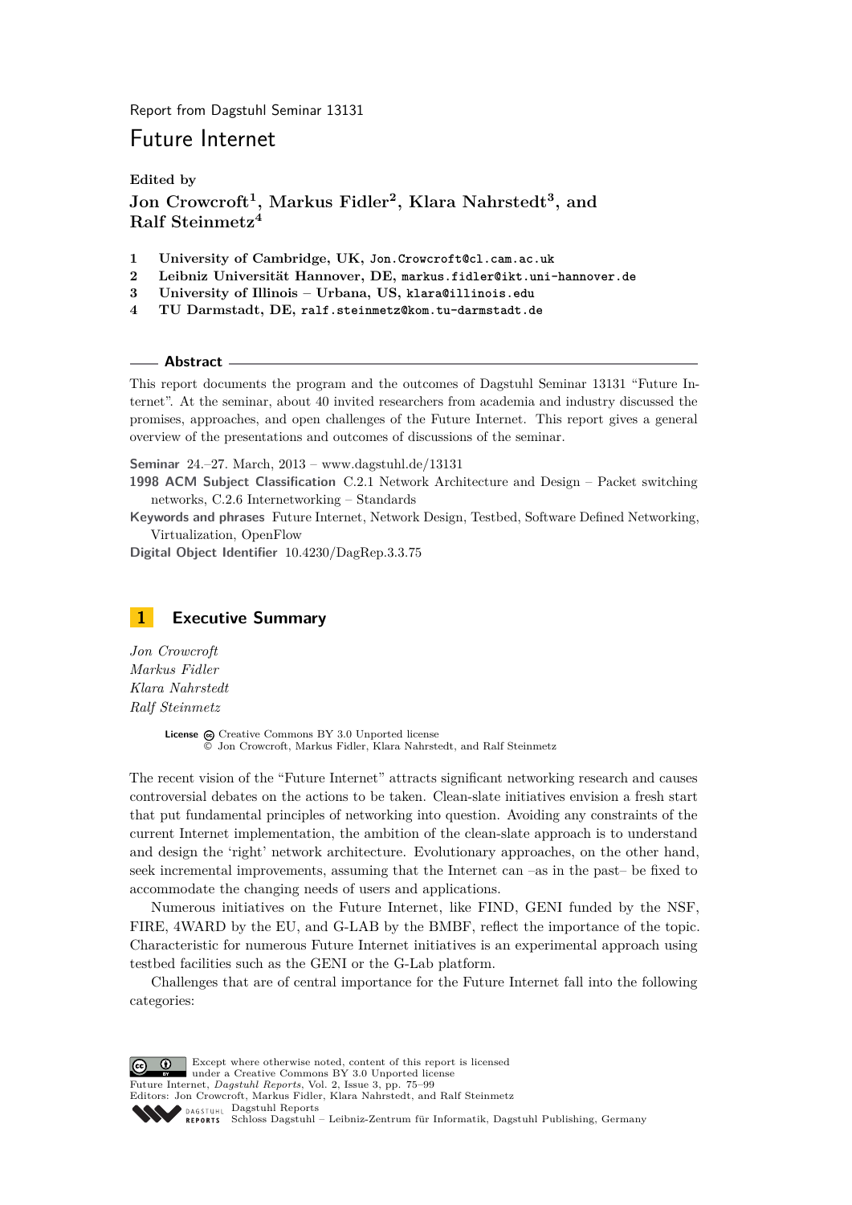Report from Dagstuhl Seminar 13131

# Future Internet

**Edited by**

**Jon Crowcroft[1], Markus Fidler[2], Klara Nahrstedt[3], and Ralf Steinmetz[4]**

1. **University of Cambridge, UK,** Jon.Crowcroft@cl.cam.ac.uk
2. **Leibniz Universität Hannover, DE,** markus.fidler@ikt.uni-hannover.de
3. **University of Illinois – Urbana, US,** klara@illinois.edu
4. **TU Darmstadt, DE,** ralf.steinmetz@kom.tu-darmstadt.de

## Abstract

This report documents the program and the outcomes of Dagstuhl Seminar 13131 "Future Internet". At the seminar, about 40 invited researchers from academia and industry discussed the promises, approaches, and open challenges of the Future Internet. This report gives a general overview of the presentations and outcomes of discussions of the seminar.

**Seminar** 24.–27. March, 2013 – www.dagstuhl.de/13131

**1998 ACM Subject Classification** C.2.1 Network Architecture and Design – Packet switching networks, C.2.6 Internetworking – Standards

**Keywords and phrases** Future Internet, Network Design, Testbed, Software Defined Networking, Virtualization, OpenFlow

**Digital Object Identifier** 10.4230/DagRep.3.3.75

## 1 Executive Summary

*Jon Crowcroft*
*Markus Fidler*
*Klara Nahrstedt*
*Ralf Steinmetz*

**License** Creative Commons BY 3.0 Unported license
© Jon Crowcroft, Markus Fidler, Klara Nahrstedt, and Ralf Steinmetz

The recent vision of the "Future Internet" attracts significant networking research and causes controversial debates on the actions to be taken. Clean-slate initiatives envision a fresh start that put fundamental principles of networking into question. Avoiding any constraints of the current Internet implementation, the ambition of the clean-slate approach is to understand and design the 'right' network architecture. Evolutionary approaches, on the other hand, seek incremental improvements, assuming that the Internet can –as in the past– be fixed to accommodate the changing needs of users and applications.

Numerous initiatives on the Future Internet, like FIND, GENI funded by the NSF, FIRE, 4WARD by the EU, and G-LAB by the BMBF, reflect the importance of the topic. Characteristic for numerous Future Internet initiatives is an experimental approach using testbed facilities such as the GENI or the G-Lab platform.

Challenges that are of central importance for the Future Internet fall into the following categories:

Except where otherwise noted, content of this report is licensed under a Creative Commons BY 3.0 Unported license
Future Internet, *Dagstuhl Reports*, Vol. 2, Issue 3, pp. 75–99
Editors: Jon Crowcroft, Markus Fidler, Klara Nahrstedt, and Ralf Steinmetz
Dagstuhl Reports
Schloss Dagstuhl – Leibniz-Zentrum für Informatik, Dagstuhl Publishing, Germany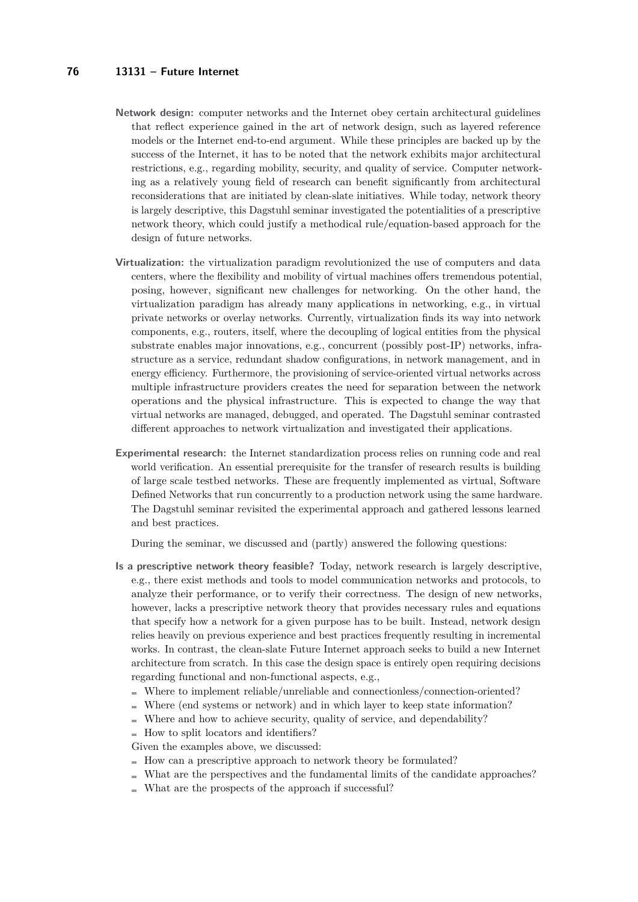**Network design:** computer networks and the Internet obey certain architectural guidelines that reflect experience gained in the art of network design, such as layered reference models or the Internet end-to-end argument. While these principles are backed up by the success of the Internet, it has to be noted that the network exhibits major architectural restrictions, e.g., regarding mobility, security, and quality of service. Computer networking as a relatively young field of research can benefit significantly from architectural reconsiderations that are initiated by clean-slate initiatives. While today, network theory is largely descriptive, this Dagstuhl seminar investigated the potentialities of a prescriptive network theory, which could justify a methodical rule/equation-based approach for the design of future networks.

**Virtualization:** the virtualization paradigm revolutionized the use of computers and data centers, where the flexibility and mobility of virtual machines offers tremendous potential, posing, however, significant new challenges for networking. On the other hand, the virtualization paradigm has already many applications in networking, e.g., in virtual private networks or overlay networks. Currently, virtualization finds its way into network components, e.g., routers, itself, where the decoupling of logical entities from the physical substrate enables major innovations, e.g., concurrent (possibly post-IP) networks, infrastructure as a service, redundant shadow configurations, in network management, and in energy efficiency. Furthermore, the provisioning of service-oriented virtual networks across multiple infrastructure providers creates the need for separation between the network operations and the physical infrastructure. This is expected to change the way that virtual networks are managed, debugged, and operated. The Dagstuhl seminar contrasted different approaches to network virtualization and investigated their applications.

**Experimental research:** the Internet standardization process relies on running code and real world verification. An essential prerequisite for the transfer of research results is building of large scale testbed networks. These are frequently implemented as virtual, Software Defined Networks that run concurrently to a production network using the same hardware. The Dagstuhl seminar revisited the experimental approach and gathered lessons learned and best practices.

During the seminar, we discussed and (partly) answered the following questions:

**Is a prescriptive network theory feasible?** Today, network research is largely descriptive, e.g., there exist methods and tools to model communication networks and protocols, to analyze their performance, or to verify their correctness. The design of new networks, however, lacks a prescriptive network theory that provides necessary rules and equations that specify how a network for a given purpose has to be built. Instead, network design relies heavily on previous experience and best practices frequently resulting in incremental works. In contrast, the clean-slate Future Internet approach seeks to build a new Internet architecture from scratch. In this case the design space is entirely open requiring decisions regarding functional and non-functional aspects, e.g.,

- Where to implement reliable/unreliable and connectionless/connection-oriented?
- Where (end systems or network) and in which layer to keep state information?
- Where and how to achieve security, quality of service, and dependability?
- How to split locators and identifiers?

Given the examples above, we discussed:

- How can a prescriptive approach to network theory be formulated?
- What are the perspectives and the fundamental limits of the candidate approaches?
- What are the prospects of the approach if successful?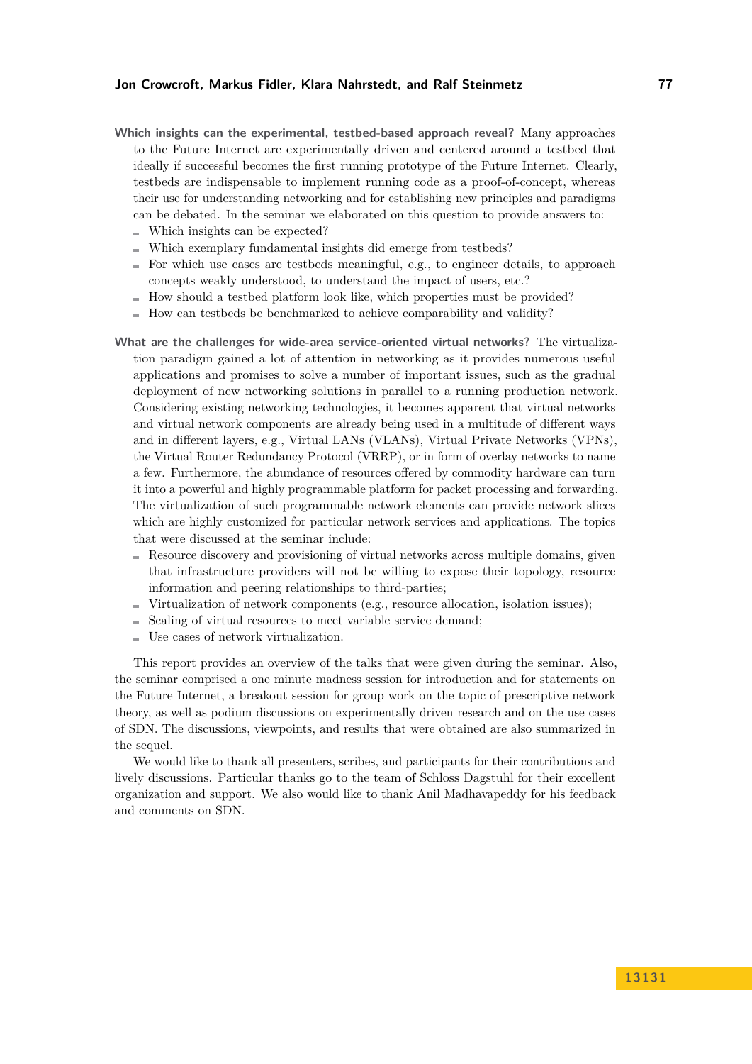**Which insights can the experimental, testbed-based approach reveal?** Many approaches to the Future Internet are experimentally driven and centered around a testbed that ideally if successful becomes the first running prototype of the Future Internet. Clearly, testbeds are indispensable to implement running code as a proof-of-concept, whereas their use for understanding networking and for establishing new principles and paradigms can be debated. In the seminar we elaborated on this question to provide answers to:

- Which insights can be expected?
- Which exemplary fundamental insights did emerge from testbeds?
- For which use cases are testbeds meaningful, e.g., to engineer details, to approach concepts weakly understood, to understand the impact of users, etc.?
- How should a testbed platform look like, which properties must be provided?
- How can testbeds be benchmarked to achieve comparability and validity?

**What are the challenges for wide-area service-oriented virtual networks?** The virtualization paradigm gained a lot of attention in networking as it provides numerous useful applications and promises to solve a number of important issues, such as the gradual deployment of new networking solutions in parallel to a running production network. Considering existing networking technologies, it becomes apparent that virtual networks and virtual network components are already being used in a multitude of different ways and in different layers, e.g., Virtual LANs (VLANs), Virtual Private Networks (VPNs), the Virtual Router Redundancy Protocol (VRRP), or in form of overlay networks to name a few. Furthermore, the abundance of resources offered by commodity hardware can turn it into a powerful and highly programmable platform for packet processing and forwarding. The virtualization of such programmable network elements can provide network slices which are highly customized for particular network services and applications. The topics that were discussed at the seminar include:

- Resource discovery and provisioning of virtual networks across multiple domains, given that infrastructure providers will not be willing to expose their topology, resource information and peering relationships to third-parties;
- Virtualization of network components (e.g., resource allocation, isolation issues);
- Scaling of virtual resources to meet variable service demand;
- Use cases of network virtualization.

This report provides an overview of the talks that were given during the seminar. Also, the seminar comprised a one minute madness session for introduction and for statements on the Future Internet, a breakout session for group work on the topic of prescriptive network theory, as well as podium discussions on experimentally driven research and on the use cases of SDN. The discussions, viewpoints, and results that were obtained are also summarized in the sequel.

We would like to thank all presenters, scribes, and participants for their contributions and lively discussions. Particular thanks go to the team of Schloss Dagstuhl for their excellent organization and support. We also would like to thank Anil Madhavapeddy for his feedback and comments on SDN.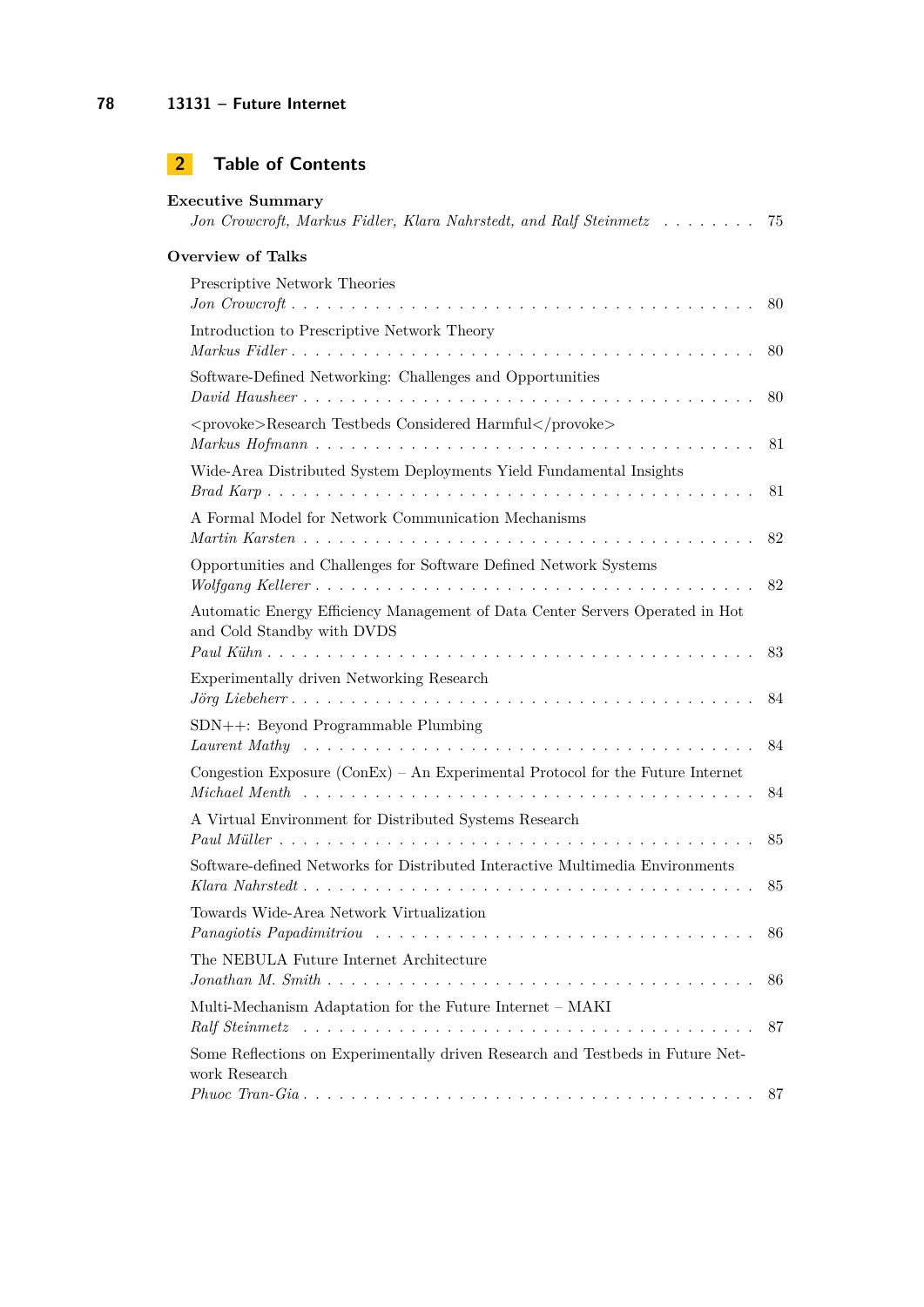## 2 Table of Contents

**Executive Summary**
*Jon Crowcroft, Markus Fidler, Klara Nahrstedt, and Ralf Steinmetz* . . . . . . . . 75

**Overview of Talks**

Prescriptive Network Theories
*Jon Crowcroft* . . . . . . . . . . . . . . . . . . . . . . . . . . . . . . . . . . . 80

Introduction to Prescriptive Network Theory
*Markus Fidler* . . . . . . . . . . . . . . . . . . . . . . . . . . . . . . . . . . . 80

Software-Defined Networking: Challenges and Opportunities
*David Hausheer* . . . . . . . . . . . . . . . . . . . . . . . . . . . . . . . . . . 80

<provoke>Research Testbeds Considered Harmful</provoke>
*Markus Hofmann* . . . . . . . . . . . . . . . . . . . . . . . . . . . . . . . . . 81

Wide-Area Distributed System Deployments Yield Fundamental Insights
*Brad Karp* . . . . . . . . . . . . . . . . . . . . . . . . . . . . . . . . . . . . 81

A Formal Model for Network Communication Mechanisms
*Martin Karsten* . . . . . . . . . . . . . . . . . . . . . . . . . . . . . . . . . . 82

Opportunities and Challenges for Software Defined Network Systems
*Wolfgang Kellerer* . . . . . . . . . . . . . . . . . . . . . . . . . . . . . . . . 82

Automatic Energy Efficiency Management of Data Center Servers Operated in Hot and Cold Standby with DVDS
*Paul Kühn* . . . . . . . . . . . . . . . . . . . . . . . . . . . . . . . . . . . . 83

Experimentally driven Networking Research
*Jörg Liebeherr* . . . . . . . . . . . . . . . . . . . . . . . . . . . . . . . . . . 84

SDN++: Beyond Programmable Plumbing
*Laurent Mathy* . . . . . . . . . . . . . . . . . . . . . . . . . . . . . . . . . . 84

Congestion Exposure (ConEx) – An Experimental Protocol for the Future Internet
*Michael Menth* . . . . . . . . . . . . . . . . . . . . . . . . . . . . . . . . . . 84

A Virtual Environment for Distributed Systems Research
*Paul Müller* . . . . . . . . . . . . . . . . . . . . . . . . . . . . . . . . . . . 85

Software-defined Networks for Distributed Interactive Multimedia Environments
*Klara Nahrstedt* . . . . . . . . . . . . . . . . . . . . . . . . . . . . . . . . . 85

Towards Wide-Area Network Virtualization
*Panagiotis Papadimitriou* . . . . . . . . . . . . . . . . . . . . . . . . . . . . 86

The NEBULA Future Internet Architecture
*Jonathan M. Smith* . . . . . . . . . . . . . . . . . . . . . . . . . . . . . . . . 86

Multi-Mechanism Adaptation for the Future Internet – MAKI
*Ralf Steinmetz* . . . . . . . . . . . . . . . . . . . . . . . . . . . . . . . . . . 87

Some Reflections on Experimentally driven Research and Testbeds in Future Network Research
*Phuoc Tran-Gia* . . . . . . . . . . . . . . . . . . . . . . . . . . . . . . . . . 87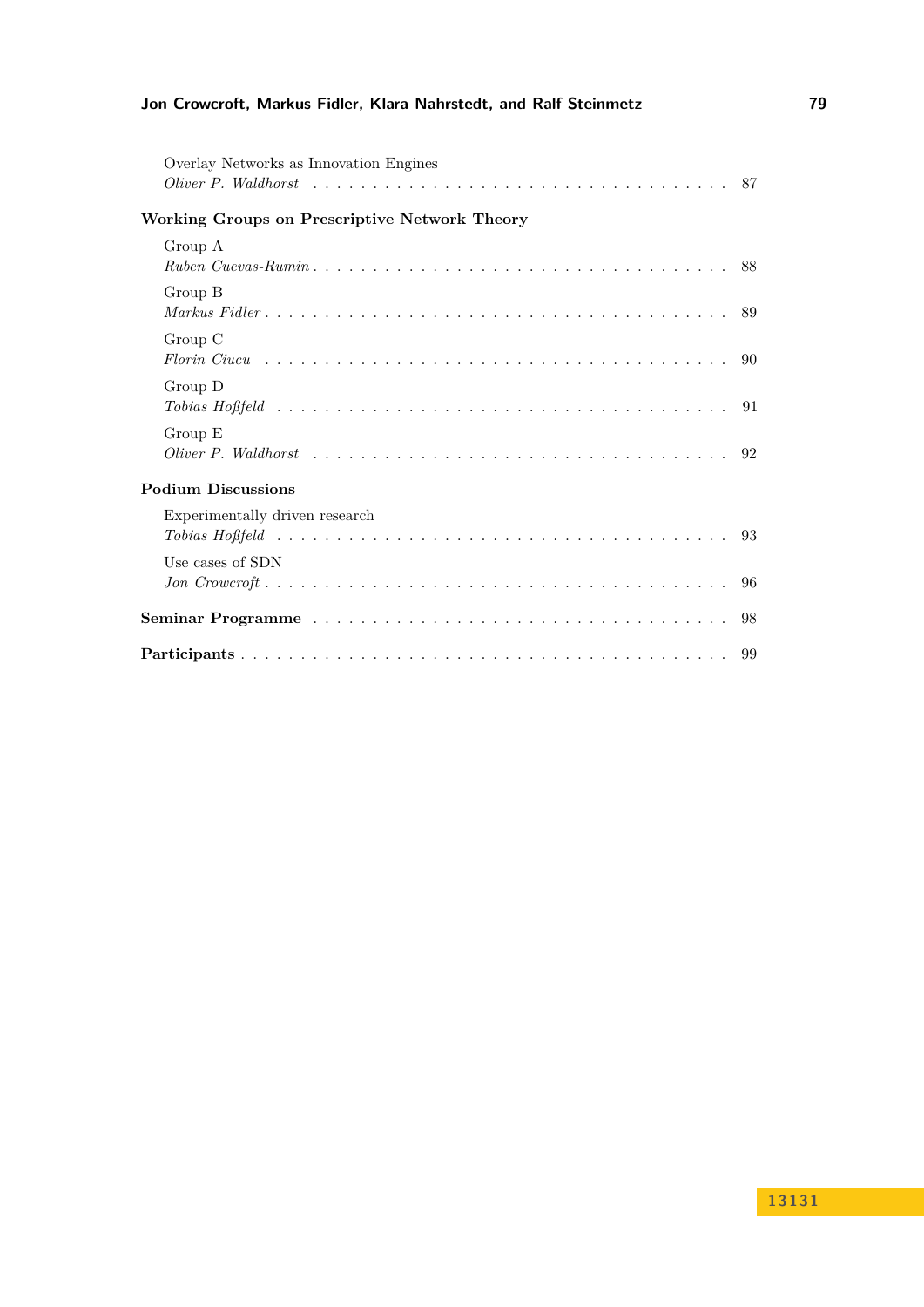Overlay Networks as Innovation Engines
*Oliver P. Waldhorst* . . . . . . . . . . . . . . . . . . . . . . . . . . . . . . . . . . 87

**Working Groups on Prescriptive Network Theory**

Group A
*Ruben Cuevas-Rumin* . . . . . . . . . . . . . . . . . . . . . . . . . . . . . . . . . 88

Group B
*Markus Fidler* . . . . . . . . . . . . . . . . . . . . . . . . . . . . . . . . . . . . . 89

Group C
*Florin Ciucu* . . . . . . . . . . . . . . . . . . . . . . . . . . . . . . . . . . . . . 90

Group D
*Tobias Hoßfeld* . . . . . . . . . . . . . . . . . . . . . . . . . . . . . . . . . . . . 91

Group E
*Oliver P. Waldhorst* . . . . . . . . . . . . . . . . . . . . . . . . . . . . . . . . . . 92

**Podium Discussions**

Experimentally driven research
*Tobias Hoßfeld* . . . . . . . . . . . . . . . . . . . . . . . . . . . . . . . . . . . . 93

Use cases of SDN
*Jon Crowcroft* . . . . . . . . . . . . . . . . . . . . . . . . . . . . . . . . . . . . . 96

**Seminar Programme** . . . . . . . . . . . . . . . . . . . . . . . . . . . . . . . . . 98

**Participants** . . . . . . . . . . . . . . . . . . . . . . . . . . . . . . . . . . . . . . 99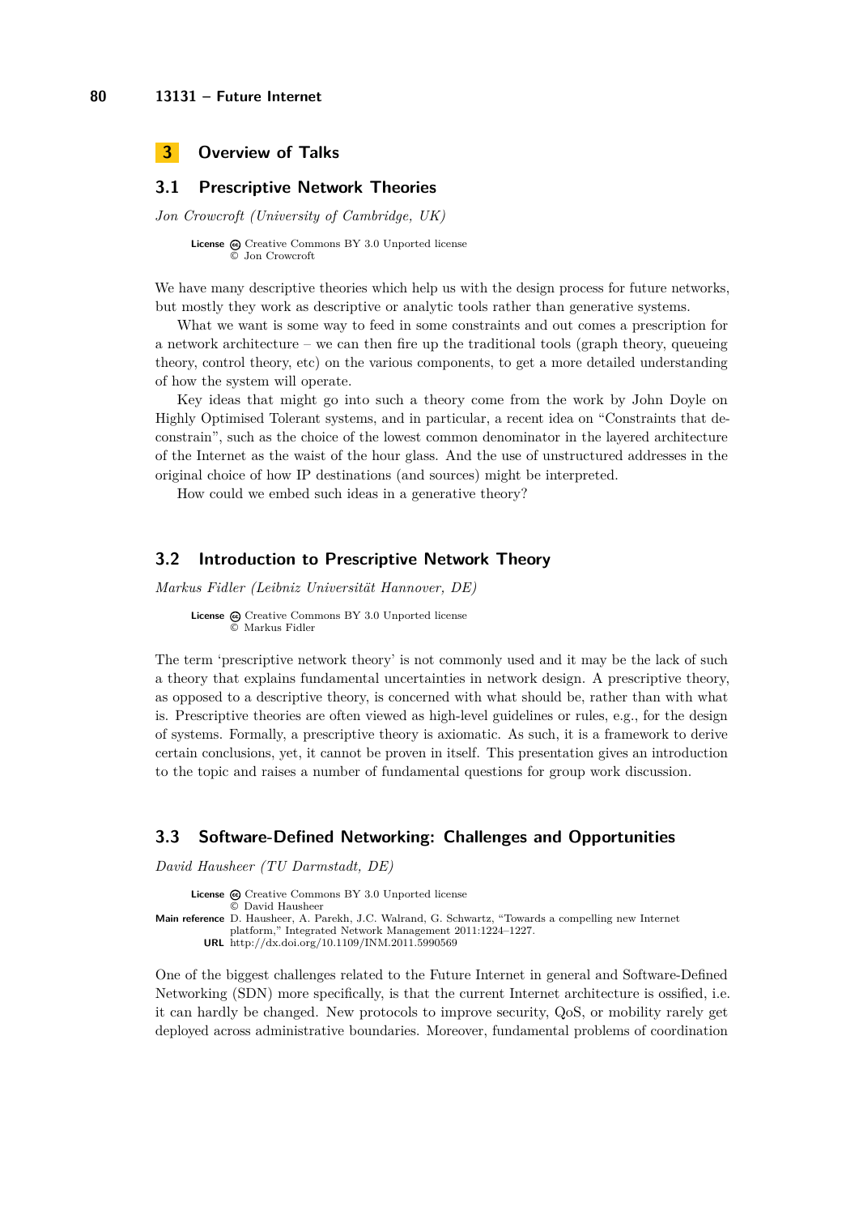## 3 Overview of Talks

### 3.1 Prescriptive Network Theories

*Jon Crowcroft (University of Cambridge, UK)*

**License** Creative Commons BY 3.0 Unported license
© Jon Crowcroft

We have many descriptive theories which help us with the design process for future networks, but mostly they work as descriptive or analytic tools rather than generative systems.

What we want is some way to feed in some constraints and out comes a prescription for a network architecture – we can then fire up the traditional tools (graph theory, queueing theory, control theory, etc) on the various components, to get a more detailed understanding of how the system will operate.

Key ideas that might go into such a theory come from the work by John Doyle on Highly Optimised Tolerant systems, and in particular, a recent idea on "Constraints that deconstrain", such as the choice of the lowest common denominator in the layered architecture of the Internet as the waist of the hour glass. And the use of unstructured addresses in the original choice of how IP destinations (and sources) might be interpreted.

How could we embed such ideas in a generative theory?

### 3.2 Introduction to Prescriptive Network Theory

*Markus Fidler (Leibniz Universität Hannover, DE)*

**License** Creative Commons BY 3.0 Unported license
© Markus Fidler

The term 'prescriptive network theory' is not commonly used and it may be the lack of such a theory that explains fundamental uncertainties in network design. A prescriptive theory, as opposed to a descriptive theory, is concerned with what should be, rather than with what is. Prescriptive theories are often viewed as high-level guidelines or rules, e.g., for the design of systems. Formally, a prescriptive theory is axiomatic. As such, it is a framework to derive certain conclusions, yet, it cannot be proven in itself. This presentation gives an introduction to the topic and raises a number of fundamental questions for group work discussion.

### 3.3 Software-Defined Networking: Challenges and Opportunities

*David Hausheer (TU Darmstadt, DE)*

**License** Creative Commons BY 3.0 Unported license
© David Hausheer
**Main reference** D. Hausheer, A. Parekh, J.C. Walrand, G. Schwartz, "Towards a compelling new Internet platform," Integrated Network Management 2011:1224–1227.
**URL** http://dx.doi.org/10.1109/INM.2011.5990569

One of the biggest challenges related to the Future Internet in general and Software-Defined Networking (SDN) more specifically, is that the current Internet architecture is ossified, i.e. it can hardly be changed. New protocols to improve security, QoS, or mobility rarely get deployed across administrative boundaries. Moreover, fundamental problems of coordination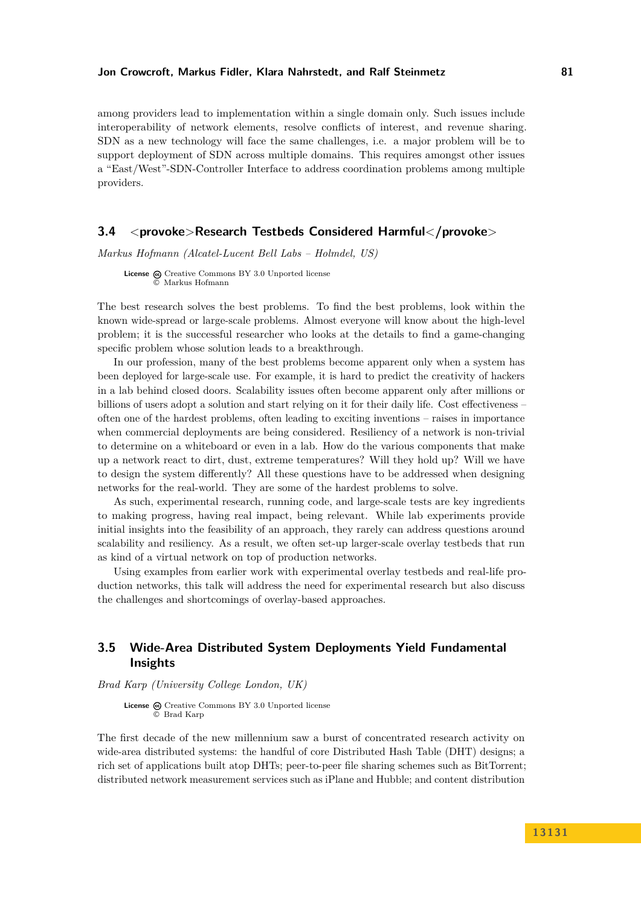among providers lead to implementation within a single domain only. Such issues include interoperability of network elements, resolve conflicts of interest, and revenue sharing. SDN as a new technology will face the same challenges, i.e. a major problem will be to support deployment of SDN across multiple domains. This requires amongst other issues a "East/West"-SDN-Controller Interface to address coordination problems among multiple providers.

### 3.4 <provoke>Research Testbeds Considered Harmful</provoke>

*Markus Hofmann (Alcatel-Lucent Bell Labs – Holmdel, US)*

**License** Creative Commons BY 3.0 Unported license
© Markus Hofmann

The best research solves the best problems. To find the best problems, look within the known wide-spread or large-scale problems. Almost everyone will know about the high-level problem; it is the successful researcher who looks at the details to find a game-changing specific problem whose solution leads to a breakthrough.

In our profession, many of the best problems become apparent only when a system has been deployed for large-scale use. For example, it is hard to predict the creativity of hackers in a lab behind closed doors. Scalability issues often become apparent only after millions or billions of users adopt a solution and start relying on it for their daily life. Cost effectiveness – often one of the hardest problems, often leading to exciting inventions – raises in importance when commercial deployments are being considered. Resiliency of a network is non-trivial to determine on a whiteboard or even in a lab. How do the various components that make up a network react to dirt, dust, extreme temperatures? Will they hold up? Will we have to design the system differently? All these questions have to be addressed when designing networks for the real-world. They are some of the hardest problems to solve.

As such, experimental research, running code, and large-scale tests are key ingredients to making progress, having real impact, being relevant. While lab experiments provide initial insights into the feasibility of an approach, they rarely can address questions around scalability and resiliency. As a result, we often set-up larger-scale overlay testbeds that run as kind of a virtual network on top of production networks.

Using examples from earlier work with experimental overlay testbeds and real-life production networks, this talk will address the need for experimental research but also discuss the challenges and shortcomings of overlay-based approaches.

### 3.5 Wide-Area Distributed System Deployments Yield Fundamental Insights

*Brad Karp (University College London, UK)*

**License** Creative Commons BY 3.0 Unported license
© Brad Karp

The first decade of the new millennium saw a burst of concentrated research activity on wide-area distributed systems: the handful of core Distributed Hash Table (DHT) designs; a rich set of applications built atop DHTs; peer-to-peer file sharing schemes such as BitTorrent; distributed network measurement services such as iPlane and Hubble; and content distribution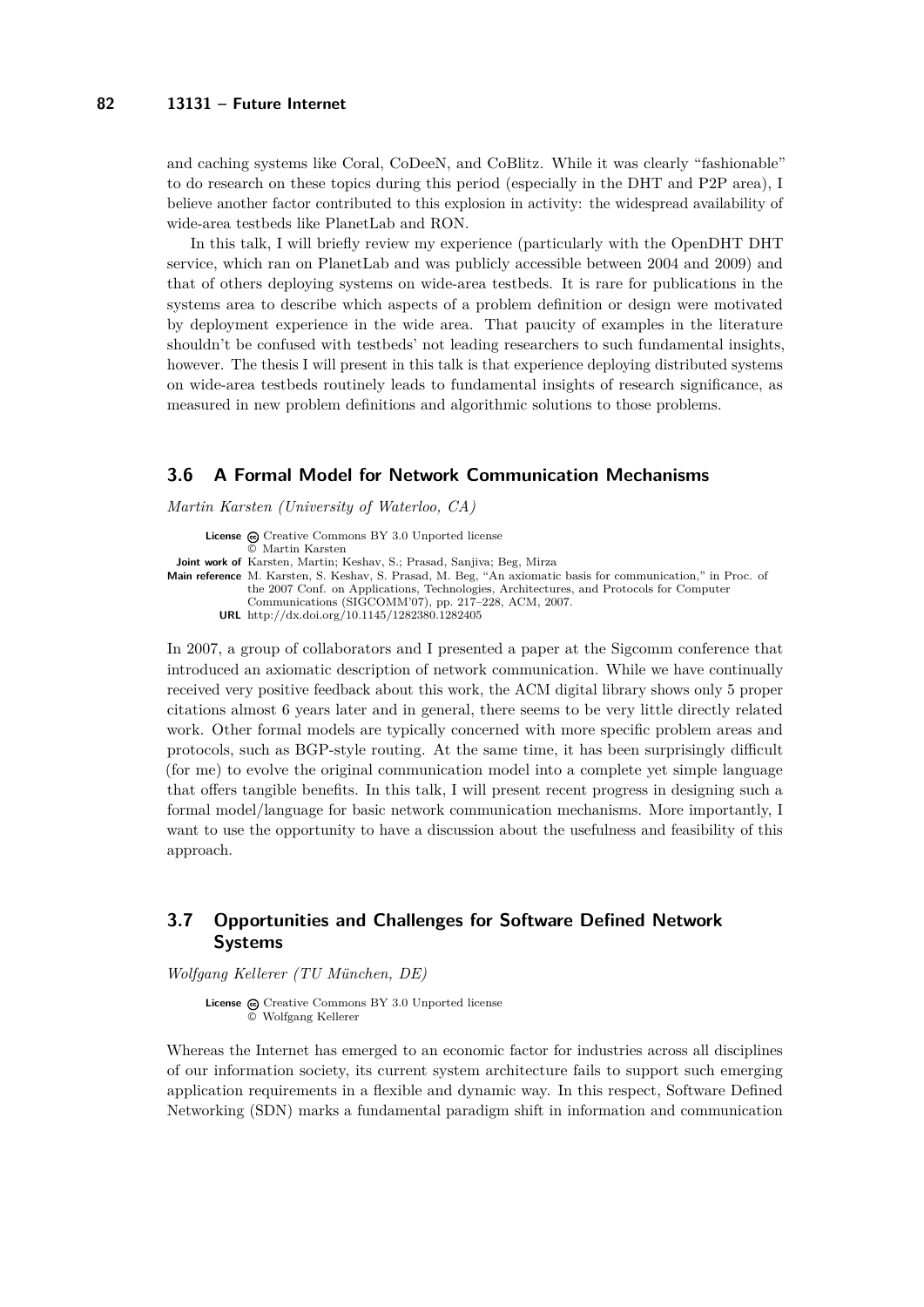and caching systems like Coral, CoDeeN, and CoBlitz. While it was clearly "fashionable" to do research on these topics during this period (especially in the DHT and P2P area), I believe another factor contributed to this explosion in activity: the widespread availability of wide-area testbeds like PlanetLab and RON.

In this talk, I will briefly review my experience (particularly with the OpenDHT DHT service, which ran on PlanetLab and was publicly accessible between 2004 and 2009) and that of others deploying systems on wide-area testbeds. It is rare for publications in the systems area to describe which aspects of a problem definition or design were motivated by deployment experience in the wide area. That paucity of examples in the literature shouldn't be confused with testbeds' not leading researchers to such fundamental insights, however. The thesis I will present in this talk is that experience deploying distributed systems on wide-area testbeds routinely leads to fundamental insights of research significance, as measured in new problem definitions and algorithmic solutions to those problems.

## 3.6 A Formal Model for Network Communication Mechanisms

*Martin Karsten (University of Waterloo, CA)*

**License** Creative Commons BY 3.0 Unported license
© Martin Karsten
**Joint work of** Karsten, Martin; Keshav, S.; Prasad, Sanjiva; Beg, Mirza
**Main reference** M. Karsten, S. Keshav, S. Prasad, M. Beg, "An axiomatic basis for communication," in Proc. of the 2007 Conf. on Applications, Technologies, Architectures, and Protocols for Computer Communications (SIGCOMM'07), pp. 217–228, ACM, 2007.
**URL** http://dx.doi.org/10.1145/1282380.1282405

In 2007, a group of collaborators and I presented a paper at the Sigcomm conference that introduced an axiomatic description of network communication. While we have continually received very positive feedback about this work, the ACM digital library shows only 5 proper citations almost 6 years later and in general, there seems to be very little directly related work. Other formal models are typically concerned with more specific problem areas and protocols, such as BGP-style routing. At the same time, it has been surprisingly difficult (for me) to evolve the original communication model into a complete yet simple language that offers tangible benefits. In this talk, I will present recent progress in designing such a formal model/language for basic network communication mechanisms. More importantly, I want to use the opportunity to have a discussion about the usefulness and feasibility of this approach.

## 3.7 Opportunities and Challenges for Software Defined Network Systems

*Wolfgang Kellerer (TU München, DE)*

**License** Creative Commons BY 3.0 Unported license
© Wolfgang Kellerer

Whereas the Internet has emerged to an economic factor for industries across all disciplines of our information society, its current system architecture fails to support such emerging application requirements in a flexible and dynamic way. In this respect, Software Defined Networking (SDN) marks a fundamental paradigm shift in information and communication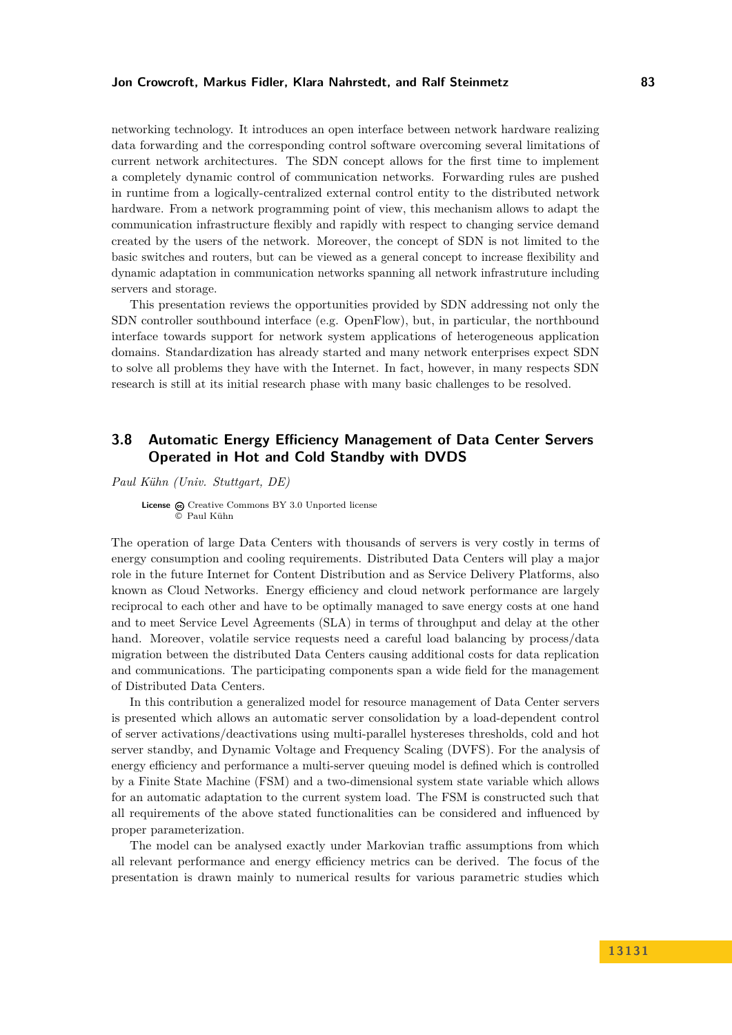networking technology. It introduces an open interface between network hardware realizing data forwarding and the corresponding control software overcoming several limitations of current network architectures. The SDN concept allows for the first time to implement a completely dynamic control of communication networks. Forwarding rules are pushed in runtime from a logically-centralized external control entity to the distributed network hardware. From a network programming point of view, this mechanism allows to adapt the communication infrastructure flexibly and rapidly with respect to changing service demand created by the users of the network. Moreover, the concept of SDN is not limited to the basic switches and routers, but can be viewed as a general concept to increase flexibility and dynamic adaptation in communication networks spanning all network infrastruture including servers and storage.

This presentation reviews the opportunities provided by SDN addressing not only the SDN controller southbound interface (e.g. OpenFlow), but, in particular, the northbound interface towards support for network system applications of heterogeneous application domains. Standardization has already started and many network enterprises expect SDN to solve all problems they have with the Internet. In fact, however, in many respects SDN research is still at its initial research phase with many basic challenges to be resolved.

## 3.8 Automatic Energy Efficiency Management of Data Center Servers Operated in Hot and Cold Standby with DVDS

*Paul Kühn (Univ. Stuttgart, DE)*

**License** Creative Commons BY 3.0 Unported license
© Paul Kühn

The operation of large Data Centers with thousands of servers is very costly in terms of energy consumption and cooling requirements. Distributed Data Centers will play a major role in the future Internet for Content Distribution and as Service Delivery Platforms, also known as Cloud Networks. Energy efficiency and cloud network performance are largely reciprocal to each other and have to be optimally managed to save energy costs at one hand and to meet Service Level Agreements (SLA) in terms of throughput and delay at the other hand. Moreover, volatile service requests need a careful load balancing by process/data migration between the distributed Data Centers causing additional costs for data replication and communications. The participating components span a wide field for the management of Distributed Data Centers.

In this contribution a generalized model for resource management of Data Center servers is presented which allows an automatic server consolidation by a load-dependent control of server activations/deactivations using multi-parallel hystereses thresholds, cold and hot server standby, and Dynamic Voltage and Frequency Scaling (DVFS). For the analysis of energy efficiency and performance a multi-server queuing model is defined which is controlled by a Finite State Machine (FSM) and a two-dimensional system state variable which allows for an automatic adaptation to the current system load. The FSM is constructed such that all requirements of the above stated functionalities can be considered and influenced by proper parameterization.

The model can be analysed exactly under Markovian traffic assumptions from which all relevant performance and energy efficiency metrics can be derived. The focus of the presentation is drawn mainly to numerical results for various parametric studies which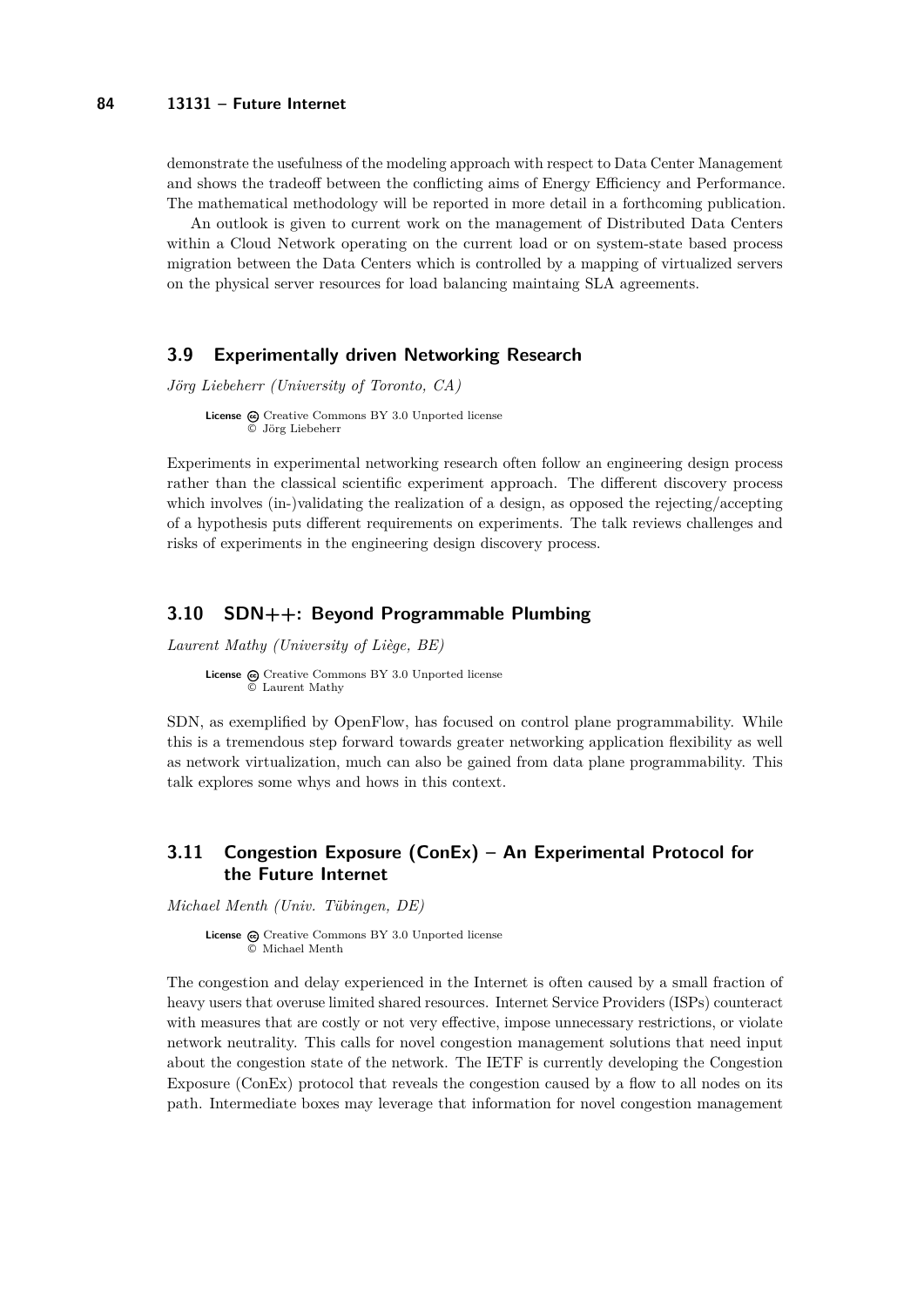demonstrate the usefulness of the modeling approach with respect to Data Center Management and shows the tradeoff between the conflicting aims of Energy Efficiency and Performance. The mathematical methodology will be reported in more detail in a forthcoming publication.

An outlook is given to current work on the management of Distributed Data Centers within a Cloud Network operating on the current load or on system-state based process migration between the Data Centers which is controlled by a mapping of virtualized servers on the physical server resources for load balancing maintaing SLA agreements.

## 3.9 Experimentally driven Networking Research

*Jörg Liebeherr (University of Toronto, CA)*

**License** Creative Commons BY 3.0 Unported license
© Jörg Liebeherr

Experiments in experimental networking research often follow an engineering design process rather than the classical scientific experiment approach. The different discovery process which involves (in-)validating the realization of a design, as opposed the rejecting/accepting of a hypothesis puts different requirements on experiments. The talk reviews challenges and risks of experiments in the engineering design discovery process.

## 3.10 SDN++: Beyond Programmable Plumbing

*Laurent Mathy (University of Liège, BE)*

**License** Creative Commons BY 3.0 Unported license
© Laurent Mathy

SDN, as exemplified by OpenFlow, has focused on control plane programmability. While this is a tremendous step forward towards greater networking application flexibility as well as network virtualization, much can also be gained from data plane programmability. This talk explores some whys and hows in this context.

## 3.11 Congestion Exposure (ConEx) – An Experimental Protocol for the Future Internet

*Michael Menth (Univ. Tübingen, DE)*

**License** Creative Commons BY 3.0 Unported license
© Michael Menth

The congestion and delay experienced in the Internet is often caused by a small fraction of heavy users that overuse limited shared resources. Internet Service Providers (ISPs) counteract with measures that are costly or not very effective, impose unnecessary restrictions, or violate network neutrality. This calls for novel congestion management solutions that need input about the congestion state of the network. The IETF is currently developing the Congestion Exposure (ConEx) protocol that reveals the congestion caused by a flow to all nodes on its path. Intermediate boxes may leverage that information for novel congestion management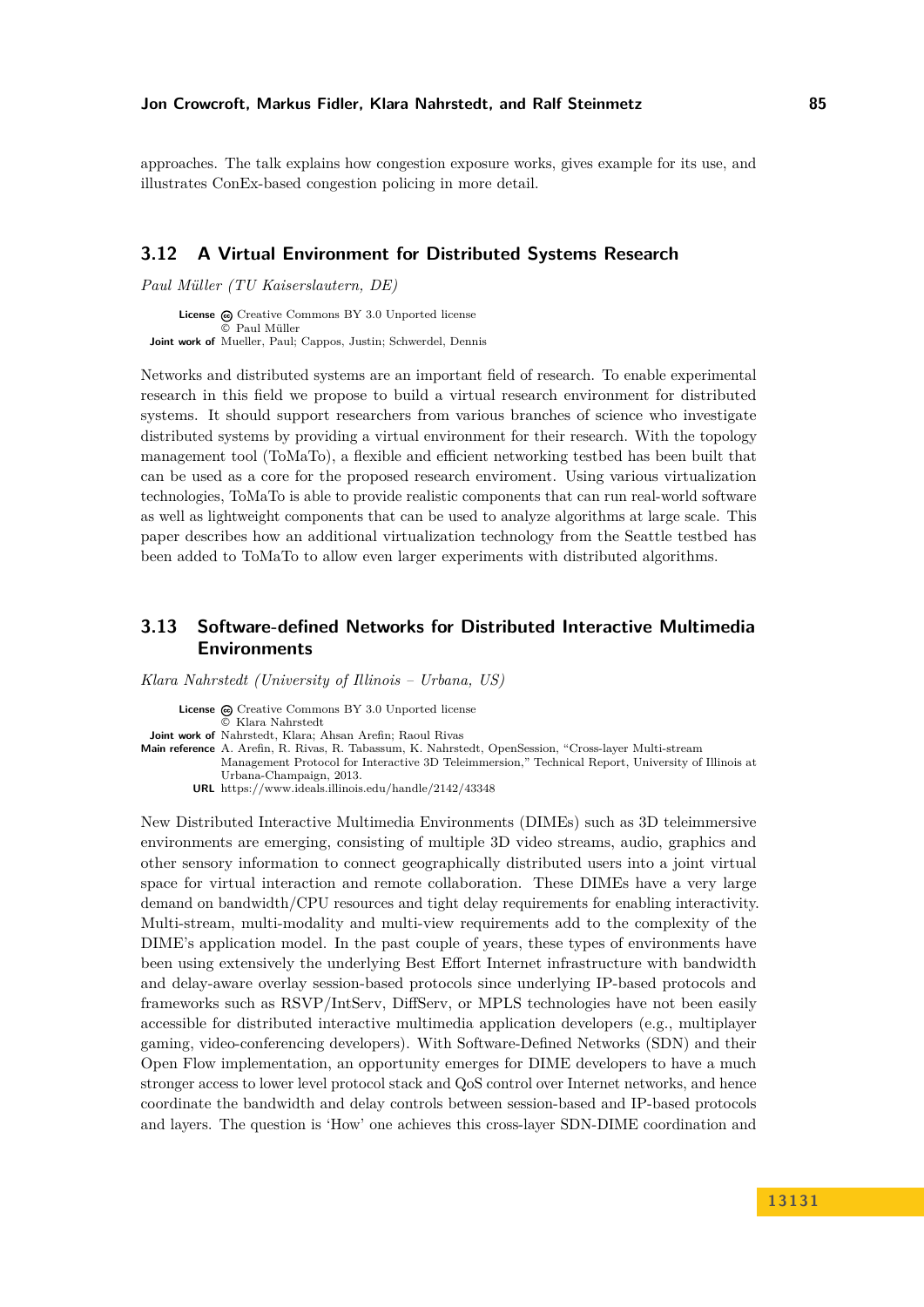approaches. The talk explains how congestion exposure works, gives example for its use, and illustrates ConEx-based congestion policing in more detail.

## 3.12 A Virtual Environment for Distributed Systems Research

*Paul Müller (TU Kaiserslautern, DE)*

**License** Creative Commons BY 3.0 Unported license
© Paul Müller
**Joint work of** Mueller, Paul; Cappos, Justin; Schwerdel, Dennis

Networks and distributed systems are an important field of research. To enable experimental research in this field we propose to build a virtual research environment for distributed systems. It should support researchers from various branches of science who investigate distributed systems by providing a virtual environment for their research. With the topology management tool (ToMaTo), a flexible and efficient networking testbed has been built that can be used as a core for the proposed research enviroment. Using various virtualization technologies, ToMaTo is able to provide realistic components that can run real-world software as well as lightweight components that can be used to analyze algorithms at large scale. This paper describes how an additional virtualization technology from the Seattle testbed has been added to ToMaTo to allow even larger experiments with distributed algorithms.

## 3.13 Software-defined Networks for Distributed Interactive Multimedia Environments

*Klara Nahrstedt (University of Illinois – Urbana, US)*

**License** Creative Commons BY 3.0 Unported license
© Klara Nahrstedt
**Joint work of** Nahrstedt, Klara; Ahsan Arefin; Raoul Rivas
**Main reference** A. Arefin, R. Rivas, R. Tabassum, K. Nahrstedt, OpenSession, "Cross-layer Multi-stream Management Protocol for Interactive 3D Teleimmersion," Technical Report, University of Illinois at Urbana-Champaign, 2013.
**URL** https://www.ideals.illinois.edu/handle/2142/43348

New Distributed Interactive Multimedia Environments (DIMEs) such as 3D teleimmersive environments are emerging, consisting of multiple 3D video streams, audio, graphics and other sensory information to connect geographically distributed users into a joint virtual space for virtual interaction and remote collaboration. These DIMEs have a very large demand on bandwidth/CPU resources and tight delay requirements for enabling interactivity. Multi-stream, multi-modality and multi-view requirements add to the complexity of the DIME's application model. In the past couple of years, these types of environments have been using extensively the underlying Best Effort Internet infrastructure with bandwidth and delay-aware overlay session-based protocols since underlying IP-based protocols and frameworks such as RSVP/IntServ, DiffServ, or MPLS technologies have not been easily accessible for distributed interactive multimedia application developers (e.g., multiplayer gaming, video-conferencing developers). With Software-Defined Networks (SDN) and their Open Flow implementation, an opportunity emerges for DIME developers to have a much stronger access to lower level protocol stack and QoS control over Internet networks, and hence coordinate the bandwidth and delay controls between session-based and IP-based protocols and layers. The question is 'How' one achieves this cross-layer SDN-DIME coordination and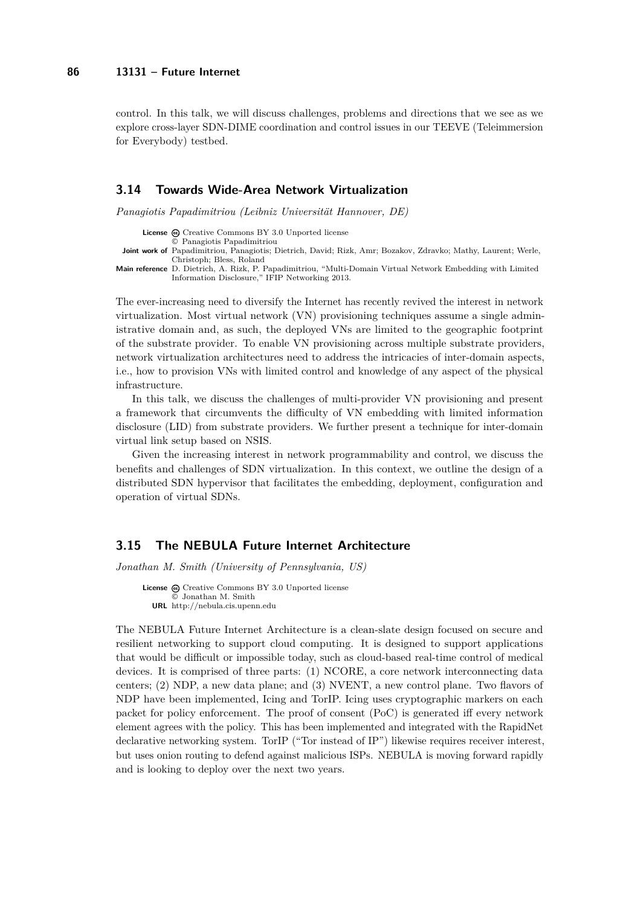control. In this talk, we will discuss challenges, problems and directions that we see as we explore cross-layer SDN-DIME coordination and control issues in our TEEVE (Teleimmersion for Everybody) testbed.

### 3.14 Towards Wide-Area Network Virtualization

*Panagiotis Papadimitriou (Leibniz Universität Hannover, DE)*

**License** Creative Commons BY 3.0 Unported license
© Panagiotis Papadimitriou
**Joint work of** Papadimitriou, Panagiotis; Dietrich, David; Rizk, Amr; Bozakov, Zdravko; Mathy, Laurent; Werle, Christoph; Bless, Roland
**Main reference** D. Dietrich, A. Rizk, P. Papadimitriou, "Multi-Domain Virtual Network Embedding with Limited Information Disclosure," IFIP Networking 2013.

The ever-increasing need to diversify the Internet has recently revived the interest in network virtualization. Most virtual network (VN) provisioning techniques assume a single administrative domain and, as such, the deployed VNs are limited to the geographic footprint of the substrate provider. To enable VN provisioning across multiple substrate providers, network virtualization architectures need to address the intricacies of inter-domain aspects, i.e., how to provision VNs with limited control and knowledge of any aspect of the physical infrastructure.

In this talk, we discuss the challenges of multi-provider VN provisioning and present a framework that circumvents the difficulty of VN embedding with limited information disclosure (LID) from substrate providers. We further present a technique for inter-domain virtual link setup based on NSIS.

Given the increasing interest in network programmability and control, we discuss the benefits and challenges of SDN virtualization. In this context, we outline the design of a distributed SDN hypervisor that facilitates the embedding, deployment, configuration and operation of virtual SDNs.

### 3.15 The NEBULA Future Internet Architecture

*Jonathan M. Smith (University of Pennsylvania, US)*

**License** Creative Commons BY 3.0 Unported license
© Jonathan M. Smith
**URL** http://nebula.cis.upenn.edu

The NEBULA Future Internet Architecture is a clean-slate design focused on secure and resilient networking to support cloud computing. It is designed to support applications that would be difficult or impossible today, such as cloud-based real-time control of medical devices. It is comprised of three parts: (1) NCORE, a core network interconnecting data centers; (2) NDP, a new data plane; and (3) NVENT, a new control plane. Two flavors of NDP have been implemented, Icing and TorIP. Icing uses cryptographic markers on each packet for policy enforcement. The proof of consent (PoC) is generated iff every network element agrees with the policy. This has been implemented and integrated with the RapidNet declarative networking system. TorIP ("Tor instead of IP") likewise requires receiver interest, but uses onion routing to defend against malicious ISPs. NEBULA is moving forward rapidly and is looking to deploy over the next two years.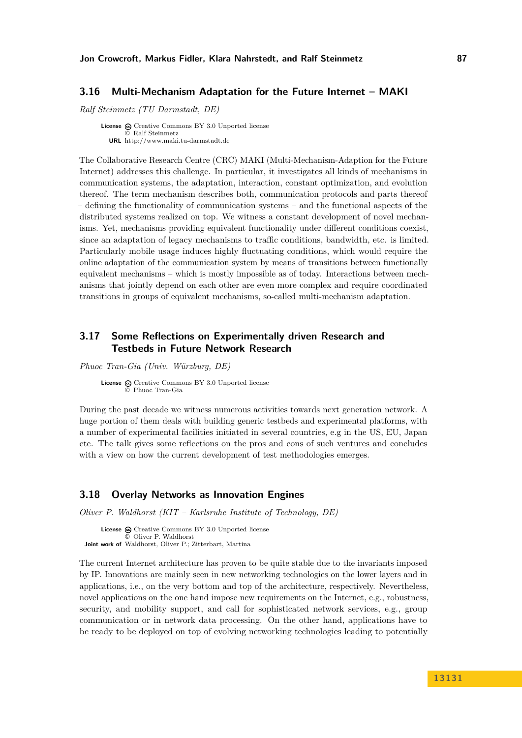### 3.16 Multi-Mechanism Adaptation for the Future Internet – MAKI

*Ralf Steinmetz (TU Darmstadt, DE)*

**License** Creative Commons BY 3.0 Unported license
© Ralf Steinmetz
**URL** http://www.maki.tu-darmstadt.de

The Collaborative Research Centre (CRC) MAKI (Multi-Mechanism-Adaption for the Future Internet) addresses this challenge. In particular, it investigates all kinds of mechanisms in communication systems, the adaptation, interaction, constant optimization, and evolution thereof. The term mechanism describes both, communication protocols and parts thereof – defining the functionality of communication systems – and the functional aspects of the distributed systems realized on top. We witness a constant development of novel mechanisms. Yet, mechanisms providing equivalent functionality under different conditions coexist, since an adaptation of legacy mechanisms to traffic conditions, bandwidth, etc. is limited. Particularly mobile usage induces highly fluctuating conditions, which would require the online adaptation of the communication system by means of transitions between functionally equivalent mechanisms – which is mostly impossible as of today. Interactions between mechanisms that jointly depend on each other are even more complex and require coordinated transitions in groups of equivalent mechanisms, so-called multi-mechanism adaptation.

### 3.17 Some Reflections on Experimentally driven Research and Testbeds in Future Network Research

*Phuoc Tran-Gia (Univ. Würzburg, DE)*

**License** Creative Commons BY 3.0 Unported license
© Phuoc Tran-Gia

During the past decade we witness numerous activities towards next generation network. A huge portion of them deals with building generic testbeds and experimental platforms, with a number of experimental facilities initiated in several countries, e.g in the US, EU, Japan etc. The talk gives some reflections on the pros and cons of such ventures and concludes with a view on how the current development of test methodologies emerges.

### 3.18 Overlay Networks as Innovation Engines

*Oliver P. Waldhorst (KIT – Karlsruhe Institute of Technology, DE)*

**License** Creative Commons BY 3.0 Unported license
© Oliver P. Waldhorst
**Joint work of** Waldhorst, Oliver P.; Zitterbart, Martina

The current Internet architecture has proven to be quite stable due to the invariants imposed by IP. Innovations are mainly seen in new networking technologies on the lower layers and in applications, i.e., on the very bottom and top of the architecture, respectively. Nevertheless, novel applications on the one hand impose new requirements on the Internet, e.g., robustness, security, and mobility support, and call for sophisticated network services, e.g., group communication or in network data processing. On the other hand, applications have to be ready to be deployed on top of evolving networking technologies leading to potentially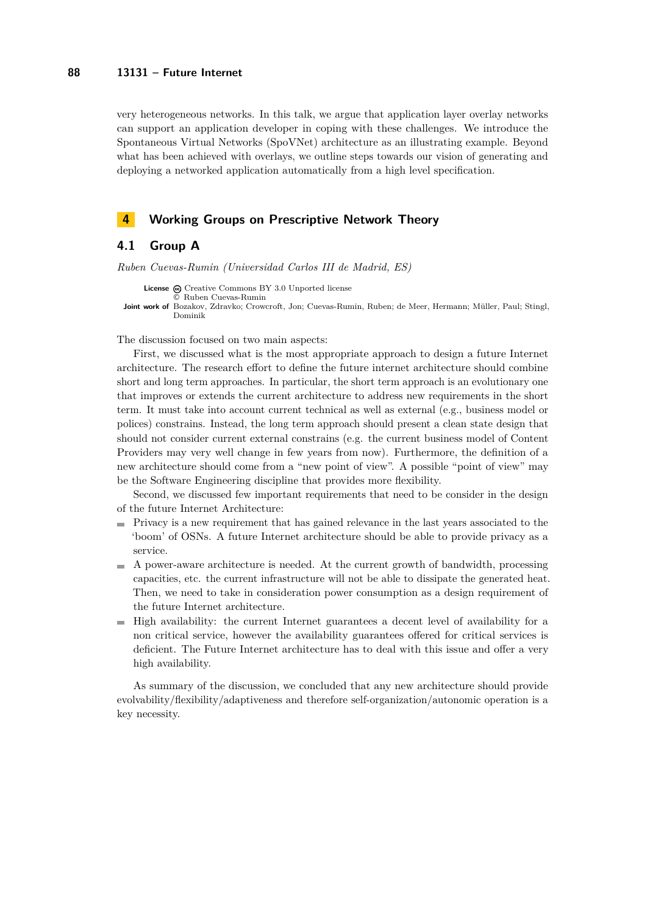very heterogeneous networks. In this talk, we argue that application layer overlay networks can support an application developer in coping with these challenges. We introduce the Spontaneous Virtual Networks (SpoVNet) architecture as an illustrating example. Beyond what has been achieved with overlays, we outline steps towards our vision of generating and deploying a networked application automatically from a high level specification.

# 4 Working Groups on Prescriptive Network Theory

## 4.1 Group A

*Ruben Cuevas-Rumin (Universidad Carlos III de Madrid, ES)*

**License** Creative Commons BY 3.0 Unported license
© Ruben Cuevas-Rumin
**Joint work of** Bozakov, Zdravko; Crowcroft, Jon; Cuevas-Rumin, Ruben; de Meer, Hermann; Müller, Paul; Stingl, Dominik

The discussion focused on two main aspects:

First, we discussed what is the most appropriate approach to design a future Internet architecture. The research effort to define the future internet architecture should combine short and long term approaches. In particular, the short term approach is an evolutionary one that improves or extends the current architecture to address new requirements in the short term. It must take into account current technical as well as external (e.g., business model or polices) constrains. Instead, the long term approach should present a clean state design that should not consider current external constrains (e.g. the current business model of Content Providers may very well change in few years from now). Furthermore, the definition of a new architecture should come from a "new point of view". A possible "point of view" may be the Software Engineering discipline that provides more flexibility.

Second, we discussed few important requirements that need to be consider in the design of the future Internet Architecture:

- Privacy is a new requirement that has gained relevance in the last years associated to the 'boom' of OSNs. A future Internet architecture should be able to provide privacy as a service.
- A power-aware architecture is needed. At the current growth of bandwidth, processing capacities, etc. the current infrastructure will not be able to dissipate the generated heat. Then, we need to take in consideration power consumption as a design requirement of the future Internet architecture.
- High availability: the current Internet guarantees a decent level of availability for a non critical service, however the availability guarantees offered for critical services is deficient. The Future Internet architecture has to deal with this issue and offer a very high availability.

As summary of the discussion, we concluded that any new architecture should provide evolvability/flexibility/adaptiveness and therefore self-organization/autonomic operation is a key necessity.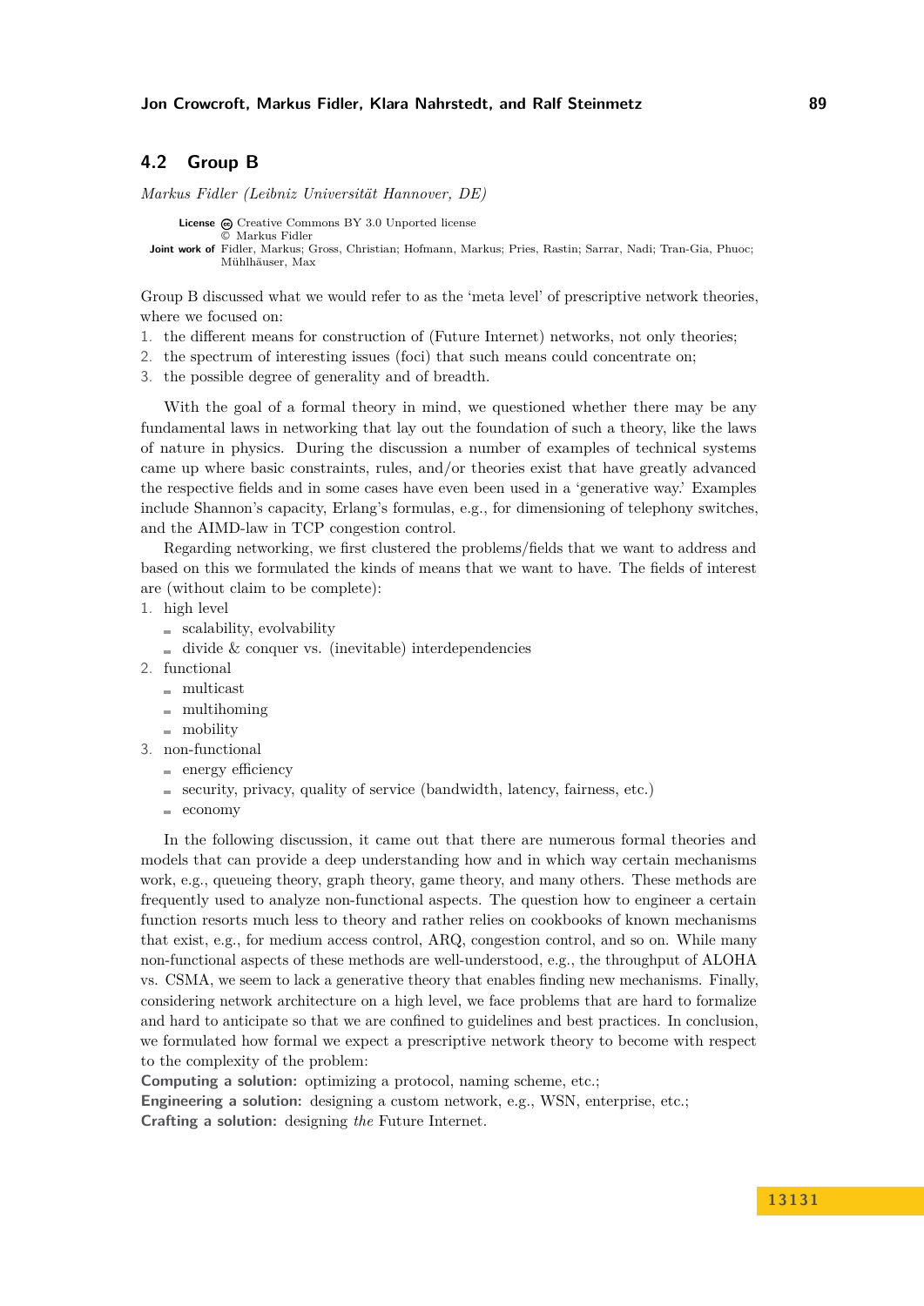## 4.2 Group B

*Markus Fidler (Leibniz Universität Hannover, DE)*

**License** Creative Commons BY 3.0 Unported license
© Markus Fidler
**Joint work of** Fidler, Markus; Gross, Christian; Hofmann, Markus; Pries, Rastin; Sarrar, Nadi; Tran-Gia, Phuoc; Mühlhäuser, Max

Group B discussed what we would refer to as the 'meta level' of prescriptive network theories, where we focused on:

1. the different means for construction of (Future Internet) networks, not only theories;
2. the spectrum of interesting issues (foci) that such means could concentrate on;
3. the possible degree of generality and of breadth.

With the goal of a formal theory in mind, we questioned whether there may be any fundamental laws in networking that lay out the foundation of such a theory, like the laws of nature in physics. During the discussion a number of examples of technical systems came up where basic constraints, rules, and/or theories exist that have greatly advanced the respective fields and in some cases have even been used in a 'generative way.' Examples include Shannon's capacity, Erlang's formulas, e.g., for dimensioning of telephony switches, and the AIMD-law in TCP congestion control.

Regarding networking, we first clustered the problems/fields that we want to address and based on this we formulated the kinds of means that we want to have. The fields of interest are (without claim to be complete):

1. high level
   - scalability, evolvability
   - divide & conquer vs. (inevitable) interdependencies
2. functional
   - multicast
   - multihoming
   - mobility
3. non-functional
   - energy efficiency
   - security, privacy, quality of service (bandwidth, latency, fairness, etc.)
   - economy

In the following discussion, it came out that there are numerous formal theories and models that can provide a deep understanding how and in which way certain mechanisms work, e.g., queueing theory, graph theory, game theory, and many others. These methods are frequently used to analyze non-functional aspects. The question how to engineer a certain function resorts much less to theory and rather relies on cookbooks of known mechanisms that exist, e.g., for medium access control, ARQ, congestion control, and so on. While many non-functional aspects of these methods are well-understood, e.g., the throughput of ALOHA vs. CSMA, we seem to lack a generative theory that enables finding new mechanisms. Finally, considering network architecture on a high level, we face problems that are hard to formalize and hard to anticipate so that we are confined to guidelines and best practices. In conclusion, we formulated how formal we expect a prescriptive network theory to become with respect to the complexity of the problem:

**Computing a solution:** optimizing a protocol, naming scheme, etc.;
**Engineering a solution:** designing a custom network, e.g., WSN, enterprise, etc.;
**Crafting a solution:** designing *the* Future Internet.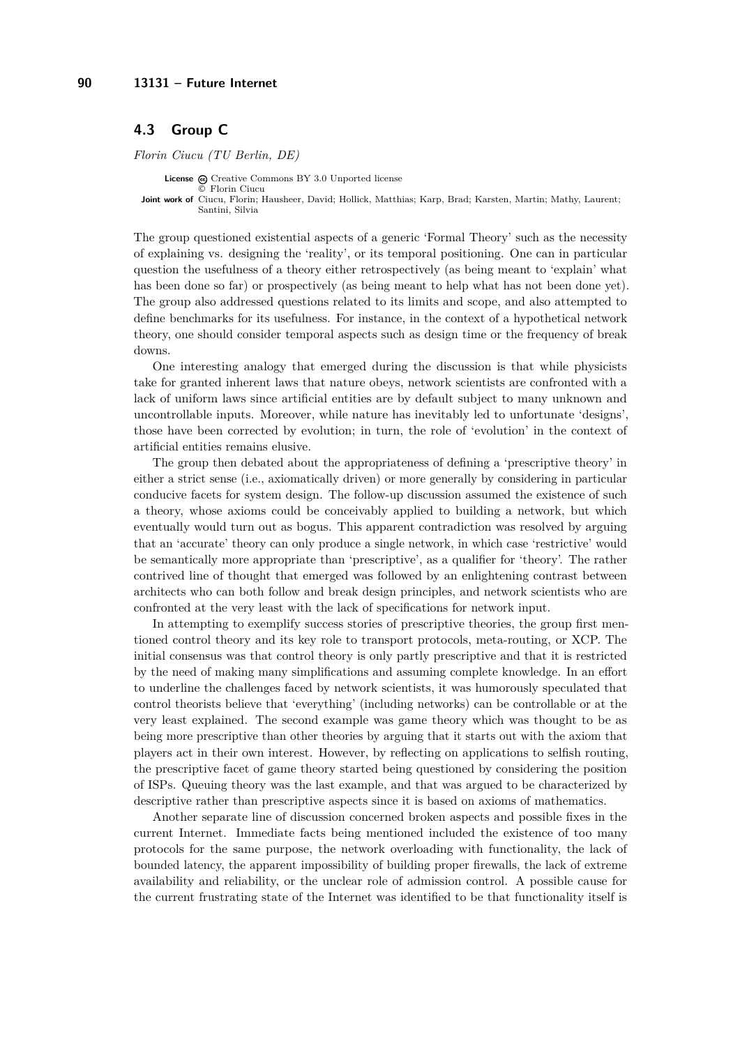## 4.3 Group C

*Florin Ciucu (TU Berlin, DE)*

**License** Creative Commons BY 3.0 Unported license
© Florin Ciucu
**Joint work of** Ciucu, Florin; Hausheer, David; Hollick, Matthias; Karp, Brad; Karsten, Martin; Mathy, Laurent; Santini, Silvia

The group questioned existential aspects of a generic 'Formal Theory' such as the necessity of explaining vs. designing the 'reality', or its temporal positioning. One can in particular question the usefulness of a theory either retrospectively (as being meant to 'explain' what has been done so far) or prospectively (as being meant to help what has not been done yet). The group also addressed questions related to its limits and scope, and also attempted to define benchmarks for its usefulness. For instance, in the context of a hypothetical network theory, one should consider temporal aspects such as design time or the frequency of break downs.

One interesting analogy that emerged during the discussion is that while physicists take for granted inherent laws that nature obeys, network scientists are confronted with a lack of uniform laws since artificial entities are by default subject to many unknown and uncontrollable inputs. Moreover, while nature has inevitably led to unfortunate 'designs', those have been corrected by evolution; in turn, the role of 'evolution' in the context of artificial entities remains elusive.

The group then debated about the appropriateness of defining a 'prescriptive theory' in either a strict sense (i.e., axiomatically driven) or more generally by considering in particular conducive facets for system design. The follow-up discussion assumed the existence of such a theory, whose axioms could be conceivably applied to building a network, but which eventually would turn out as bogus. This apparent contradiction was resolved by arguing that an 'accurate' theory can only produce a single network, in which case 'restrictive' would be semantically more appropriate than 'prescriptive', as a qualifier for 'theory'. The rather contrived line of thought that emerged was followed by an enlightening contrast between architects who can both follow and break design principles, and network scientists who are confronted at the very least with the lack of specifications for network input.

In attempting to exemplify success stories of prescriptive theories, the group first mentioned control theory and its key role to transport protocols, meta-routing, or XCP. The initial consensus was that control theory is only partly prescriptive and that it is restricted by the need of making many simplifications and assuming complete knowledge. In an effort to underline the challenges faced by network scientists, it was humorously speculated that control theorists believe that 'everything' (including networks) can be controllable or at the very least explained. The second example was game theory which was thought to be as being more prescriptive than other theories by arguing that it starts out with the axiom that players act in their own interest. However, by reflecting on applications to selfish routing, the prescriptive facet of game theory started being questioned by considering the position of ISPs. Queuing theory was the last example, and that was argued to be characterized by descriptive rather than prescriptive aspects since it is based on axioms of mathematics.

Another separate line of discussion concerned broken aspects and possible fixes in the current Internet. Immediate facts being mentioned included the existence of too many protocols for the same purpose, the network overloading with functionality, the lack of bounded latency, the apparent impossibility of building proper firewalls, the lack of extreme availability and reliability, or the unclear role of admission control. A possible cause for the current frustrating state of the Internet was identified to be that functionality itself is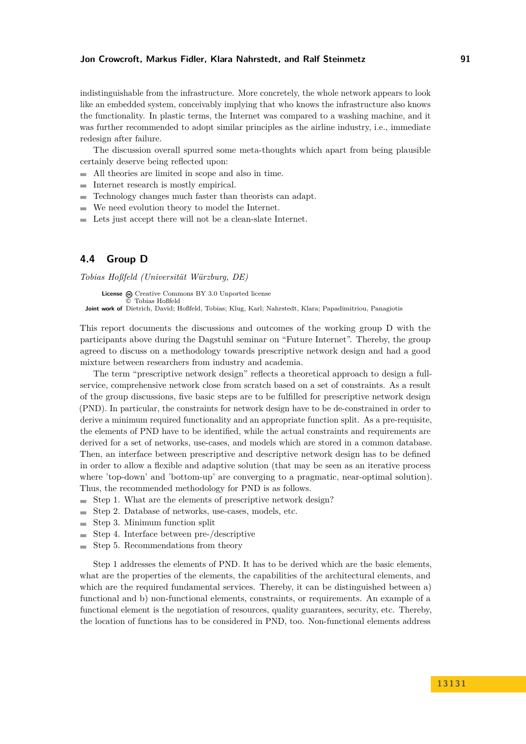indistinguishable from the infrastructure. More concretely, the whole network appears to look like an embedded system, conceivably implying that who knows the infrastructure also knows the functionality. In plastic terms, the Internet was compared to a washing machine, and it was further recommended to adopt similar principles as the airline industry, i.e., immediate redesign after failure.

The discussion overall spurred some meta-thoughts which apart from being plausible certainly deserve being reflected upon:

- All theories are limited in scope and also in time.
- Internet research is mostly empirical.
- Technology changes much faster than theorists can adapt.
- We need evolution theory to model the Internet.
- Lets just accept there will not be a clean-slate Internet.

## 4.4 Group D

*Tobias Hoßfeld (Universität Würzburg, DE)*

**License** Creative Commons BY 3.0 Unported license
© Tobias Hoßfeld
**Joint work of** Dietrich, David; Hoßfeld, Tobias; Klug, Karl; Nahrstedt, Klara; Papadimitriou, Panagiotis

This report documents the discussions and outcomes of the working group D with the participants above during the Dagstuhl seminar on "Future Internet". Thereby, the group agreed to discuss on a methodology towards prescriptive network design and had a good mixture between researchers from industry and academia.

The term "prescriptive network design" reflects a theoretical approach to design a full-service, comprehensive network close from scratch based on a set of constraints. As a result of the group discussions, five basic steps are to be fulfilled for prescriptive network design (PND). In particular, the constraints for network design have to be de-constrained in order to derive a minimum required functionality and an appropriate function split. As a pre-requisite, the elements of PND have to be identified, while the actual constraints and requirements are derived for a set of networks, use-cases, and models which are stored in a common database. Then, an interface between prescriptive and descriptive network design has to be defined in order to allow a flexible and adaptive solution (that may be seen as an iterative process where 'top-down' and 'bottom-up' are converging to a pragmatic, near-optimal solution). Thus, the recommended methodology for PND is as follows.

- Step 1. What are the elements of prescriptive network design?
- Step 2. Database of networks, use-cases, models, etc.
- Step 3. Minimum function split
- Step 4. Interface between pre-/descriptive
- Step 5. Recommendations from theory

Step 1 addresses the elements of PND. It has to be derived which are the basic elements, what are the properties of the elements, the capabilities of the architectural elements, and which are the required fundamental services. Thereby, it can be distinguished between a) functional and b) non-functional elements, constraints, or requirements. An example of a functional element is the negotiation of resources, quality guarantees, security, etc. Thereby, the location of functions has to be considered in PND, too. Non-functional elements address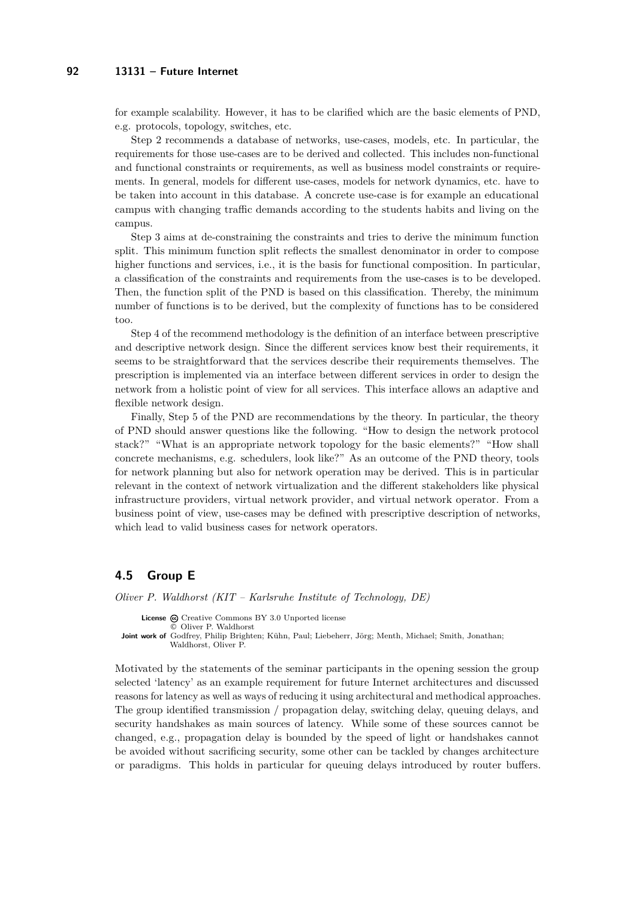for example scalability. However, it has to be clarified which are the basic elements of PND, e.g. protocols, topology, switches, etc.

Step 2 recommends a database of networks, use-cases, models, etc. In particular, the requirements for those use-cases are to be derived and collected. This includes non-functional and functional constraints or requirements, as well as business model constraints or requirements. In general, models for different use-cases, models for network dynamics, etc. have to be taken into account in this database. A concrete use-case is for example an educational campus with changing traffic demands according to the students habits and living on the campus.

Step 3 aims at de-constraining the constraints and tries to derive the minimum function split. This minimum function split reflects the smallest denominator in order to compose higher functions and services, i.e., it is the basis for functional composition. In particular, a classification of the constraints and requirements from the use-cases is to be developed. Then, the function split of the PND is based on this classification. Thereby, the minimum number of functions is to be derived, but the complexity of functions has to be considered too.

Step 4 of the recommend methodology is the definition of an interface between prescriptive and descriptive network design. Since the different services know best their requirements, it seems to be straightforward that the services describe their requirements themselves. The prescription is implemented via an interface between different services in order to design the network from a holistic point of view for all services. This interface allows an adaptive and flexible network design.

Finally, Step 5 of the PND are recommendations by the theory. In particular, the theory of PND should answer questions like the following. "How to design the network protocol stack?" "What is an appropriate network topology for the basic elements?" "How shall concrete mechanisms, e.g. schedulers, look like?" As an outcome of the PND theory, tools for network planning but also for network operation may be derived. This is in particular relevant in the context of network virtualization and the different stakeholders like physical infrastructure providers, virtual network provider, and virtual network operator. From a business point of view, use-cases may be defined with prescriptive description of networks, which lead to valid business cases for network operators.

## 4.5 Group E

*Oliver P. Waldhorst (KIT – Karlsruhe Institute of Technology, DE)*

**License** Creative Commons BY 3.0 Unported license
© Oliver P. Waldhorst
**Joint work of** Godfrey, Philip Brighten; Kühn, Paul; Liebeherr, Jörg; Menth, Michael; Smith, Jonathan; Waldhorst, Oliver P.

Motivated by the statements of the seminar participants in the opening session the group selected 'latency' as an example requirement for future Internet architectures and discussed reasons for latency as well as ways of reducing it using architectural and methodical approaches. The group identified transmission / propagation delay, switching delay, queuing delays, and security handshakes as main sources of latency. While some of these sources cannot be changed, e.g., propagation delay is bounded by the speed of light or handshakes cannot be avoided without sacrificing security, some other can be tackled by changes architecture or paradigms. This holds in particular for queuing delays introduced by router buffers.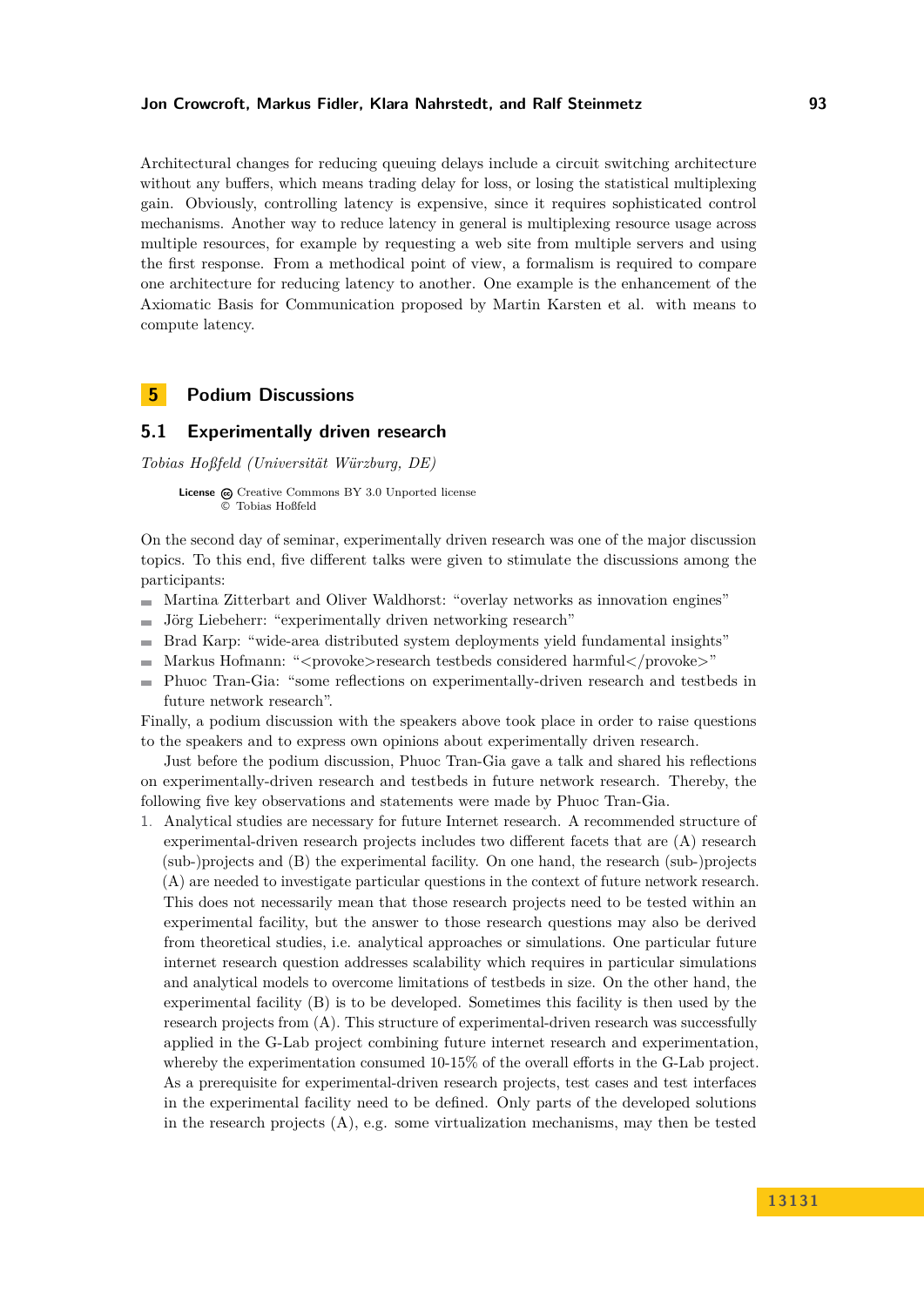Architectural changes for reducing queuing delays include a circuit switching architecture without any buffers, which means trading delay for loss, or losing the statistical multiplexing gain. Obviously, controlling latency is expensive, since it requires sophisticated control mechanisms. Another way to reduce latency in general is multiplexing resource usage across multiple resources, for example by requesting a web site from multiple servers and using the first response. From a methodical point of view, a formalism is required to compare one architecture for reducing latency to another. One example is the enhancement of the Axiomatic Basis for Communication proposed by Martin Karsten et al. with means to compute latency.

# 5 Podium Discussions

## 5.1 Experimentally driven research

*Tobias Hoßfeld (Universität Würzburg, DE)*

**License** Creative Commons BY 3.0 Unported license
© Tobias Hoßfeld

On the second day of seminar, experimentally driven research was one of the major discussion topics. To this end, five different talks were given to stimulate the discussions among the participants:

- Martina Zitterbart and Oliver Waldhorst: "overlay networks as innovation engines"
- Jörg Liebeherr: "experimentally driven networking research"
- Brad Karp: "wide-area distributed system deployments yield fundamental insights"
- Markus Hofmann: "<provoke>research testbeds considered harmful</provoke>"
- Phuoc Tran-Gia: "some reflections on experimentally-driven research and testbeds in future network research".

Finally, a podium discussion with the speakers above took place in order to raise questions to the speakers and to express own opinions about experimentally driven research.

Just before the podium discussion, Phuoc Tran-Gia gave a talk and shared his reflections on experimentally-driven research and testbeds in future network research. Thereby, the following five key observations and statements were made by Phuoc Tran-Gia.

1. Analytical studies are necessary for future Internet research. A recommended structure of experimental-driven research projects includes two different facets that are (A) research (sub-)projects and (B) the experimental facility. On one hand, the research (sub-)projects (A) are needed to investigate particular questions in the context of future network research. This does not necessarily mean that those research projects need to be tested within an experimental facility, but the answer to those research questions may also be derived from theoretical studies, i.e. analytical approaches or simulations. One particular future internet research question addresses scalability which requires in particular simulations and analytical models to overcome limitations of testbeds in size. On the other hand, the experimental facility (B) is to be developed. Sometimes this facility is then used by the research projects from (A). This structure of experimental-driven research was successfully applied in the G-Lab project combining future internet research and experimentation, whereby the experimentation consumed 10-15% of the overall efforts in the G-Lab project. As a prerequisite for experimental-driven research projects, test cases and test interfaces in the experimental facility need to be defined. Only parts of the developed solutions in the research projects (A), e.g. some virtualization mechanisms, may then be tested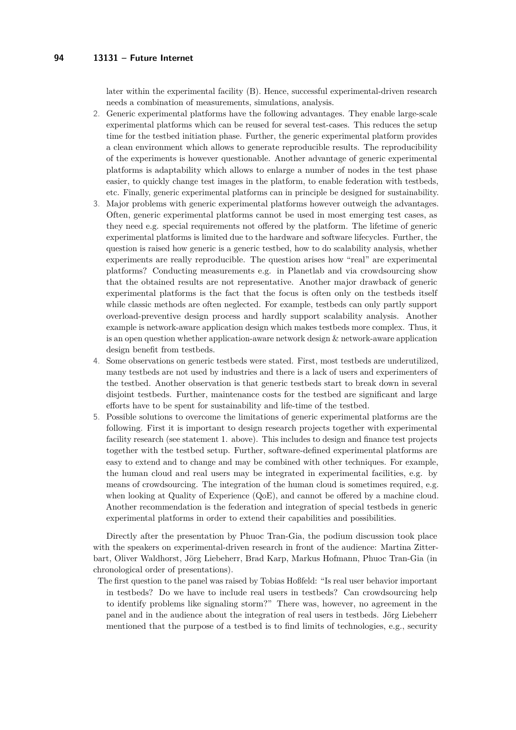later within the experimental facility (B). Hence, successful experimental-driven research needs a combination of measurements, simulations, analysis.

2. Generic experimental platforms have the following advantages. They enable large-scale experimental platforms which can be reused for several test-cases. This reduces the setup time for the testbed initiation phase. Further, the generic experimental platform provides a clean environment which allows to generate reproducible results. The reproducibility of the experiments is however questionable. Another advantage of generic experimental platforms is adaptability which allows to enlarge a number of nodes in the test phase easier, to quickly change test images in the platform, to enable federation with testbeds, etc. Finally, generic experimental platforms can in principle be designed for sustainability.
3. Major problems with generic experimental platforms however outweigh the advantages. Often, generic experimental platforms cannot be used in most emerging test cases, as they need e.g. special requirements not offered by the platform. The lifetime of generic experimental platforms is limited due to the hardware and software lifecycles. Further, the question is raised how generic is a generic testbed, how to do scalability analysis, whether experiments are really reproducible. The question arises how "real" are experimental platforms? Conducting measurements e.g. in Planetlab and via crowdsourcing show that the obtained results are not representative. Another major drawback of generic experimental platforms is the fact that the focus is often only on the testbeds itself while classic methods are often neglected. For example, testbeds can only partly support overload-preventive design process and hardly support scalability analysis. Another example is network-aware application design which makes testbeds more complex. Thus, it is an open question whether application-aware network design & network-aware application design benefit from testbeds.
4. Some observations on generic testbeds were stated. First, most testbeds are underutilized, many testbeds are not used by industries and there is a lack of users and experimenters of the testbed. Another observation is that generic testbeds start to break down in several disjoint testbeds. Further, maintenance costs for the testbed are significant and large efforts have to be spent for sustainability and life-time of the testbed.
5. Possible solutions to overcome the limitations of generic experimental platforms are the following. First it is important to design research projects together with experimental facility research (see statement 1. above). This includes to design and finance test projects together with the testbed setup. Further, software-defined experimental platforms are easy to extend and to change and may be combined with other techniques. For example, the human cloud and real users may be integrated in experimental facilities, e.g. by means of crowdsourcing. The integration of the human cloud is sometimes required, e.g. when looking at Quality of Experience (QoE), and cannot be offered by a machine cloud. Another recommendation is the federation and integration of special testbeds in generic experimental platforms in order to extend their capabilities and possibilities.

Directly after the presentation by Phuoc Tran-Gia, the podium discussion took place with the speakers on experimental-driven research in front of the audience: Martina Zitterbart, Oliver Waldhorst, Jörg Liebeherr, Brad Karp, Markus Hofmann, Phuoc Tran-Gia (in chronological order of presentations).

The first question to the panel was raised by Tobias Hoßfeld: "Is real user behavior important in testbeds? Do we have to include real users in testbeds? Can crowdsourcing help to identify problems like signaling storm?" There was, however, no agreement in the panel and in the audience about the integration of real users in testbeds. Jörg Liebeherr mentioned that the purpose of a testbed is to find limits of technologies, e.g., security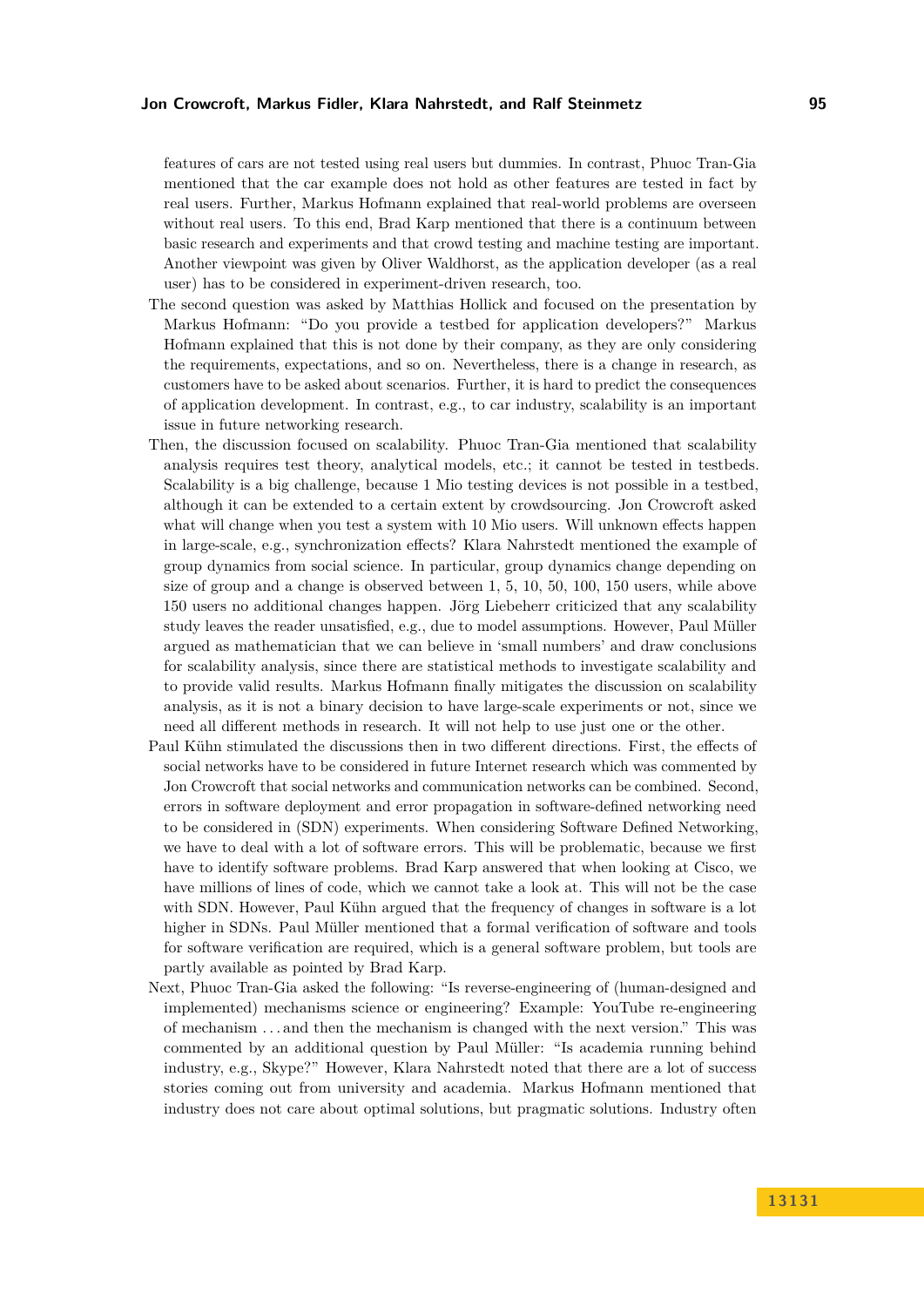features of cars are not tested using real users but dummies. In contrast, Phuoc Tran-Gia mentioned that the car example does not hold as other features are tested in fact by real users. Further, Markus Hofmann explained that real-world problems are overseen without real users. To this end, Brad Karp mentioned that there is a continuum between basic research and experiments and that crowd testing and machine testing are important. Another viewpoint was given by Oliver Waldhorst, as the application developer (as a real user) has to be considered in experiment-driven research, too.

The second question was asked by Matthias Hollick and focused on the presentation by Markus Hofmann: "Do you provide a testbed for application developers?" Markus Hofmann explained that this is not done by their company, as they are only considering the requirements, expectations, and so on. Nevertheless, there is a change in research, as customers have to be asked about scenarios. Further, it is hard to predict the consequences of application development. In contrast, e.g., to car industry, scalability is an important issue in future networking research.

Then, the discussion focused on scalability. Phuoc Tran-Gia mentioned that scalability analysis requires test theory, analytical models, etc.; it cannot be tested in testbeds. Scalability is a big challenge, because 1 Mio testing devices is not possible in a testbed, although it can be extended to a certain extent by crowdsourcing. Jon Crowcroft asked what will change when you test a system with 10 Mio users. Will unknown effects happen in large-scale, e.g., synchronization effects? Klara Nahrstedt mentioned the example of group dynamics from social science. In particular, group dynamics change depending on size of group and a change is observed between 1, 5, 10, 50, 100, 150 users, while above 150 users no additional changes happen. Jörg Liebeherr criticized that any scalability study leaves the reader unsatisfied, e.g., due to model assumptions. However, Paul Müller argued as mathematician that we can believe in 'small numbers' and draw conclusions for scalability analysis, since there are statistical methods to investigate scalability and to provide valid results. Markus Hofmann finally mitigates the discussion on scalability analysis, as it is not a binary decision to have large-scale experiments or not, since we need all different methods in research. It will not help to use just one or the other.

Paul Kühn stimulated the discussions then in two different directions. First, the effects of social networks have to be considered in future Internet research which was commented by Jon Crowcroft that social networks and communication networks can be combined. Second, errors in software deployment and error propagation in software-defined networking need to be considered in (SDN) experiments. When considering Software Defined Networking, we have to deal with a lot of software errors. This will be problematic, because we first have to identify software problems. Brad Karp answered that when looking at Cisco, we have millions of lines of code, which we cannot take a look at. This will not be the case with SDN. However, Paul Kühn argued that the frequency of changes in software is a lot higher in SDNs. Paul Müller mentioned that a formal verification of software and tools for software verification are required, which is a general software problem, but tools are partly available as pointed by Brad Karp.

Next, Phuoc Tran-Gia asked the following: "Is reverse-engineering of (human-designed and implemented) mechanisms science or engineering? Example: YouTube re-engineering of mechanism ... and then the mechanism is changed with the next version." This was commented by an additional question by Paul Müller: "Is academia running behind industry, e.g., Skype?" However, Klara Nahrstedt noted that there are a lot of success stories coming out from university and academia. Markus Hofmann mentioned that industry does not care about optimal solutions, but pragmatic solutions. Industry often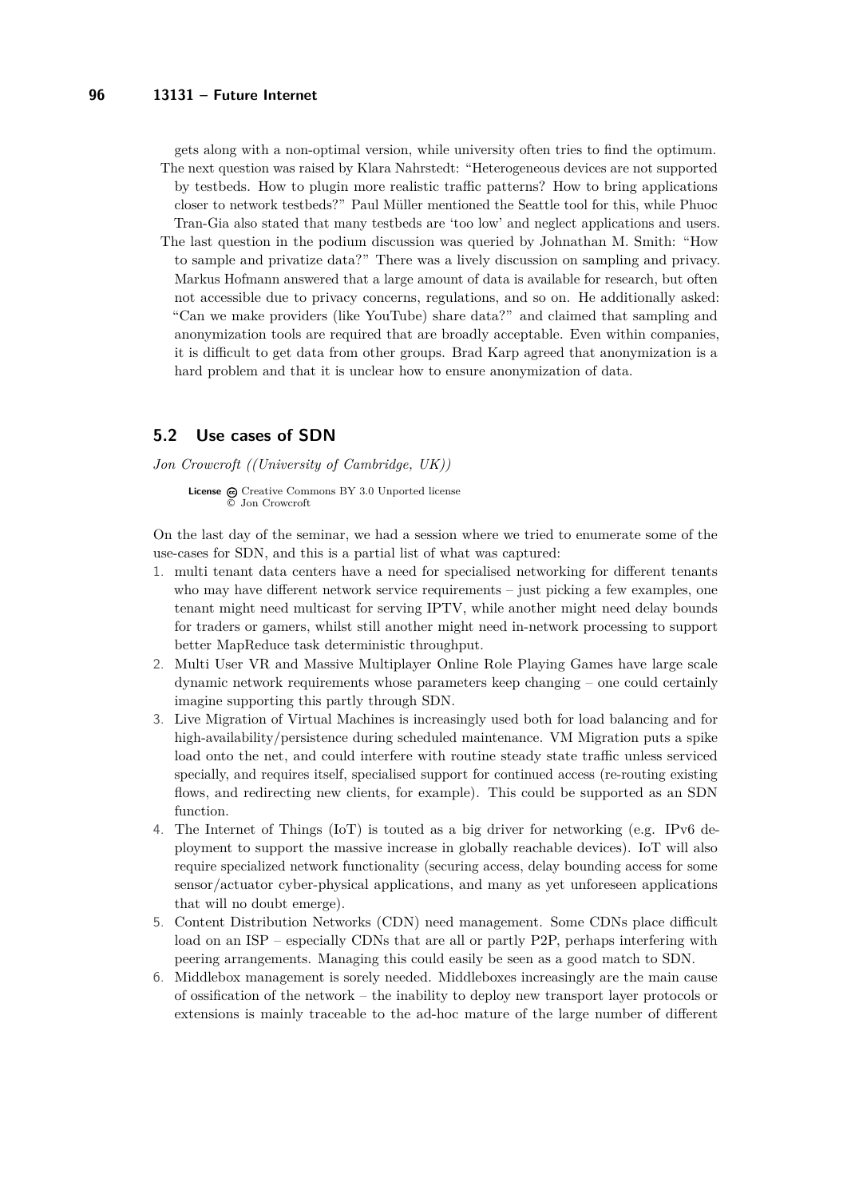gets along with a non-optimal version, while university often tries to find the optimum.

The next question was raised by Klara Nahrstedt: "Heterogeneous devices are not supported by testbeds. How to plugin more realistic traffic patterns? How to bring applications closer to network testbeds?" Paul Müller mentioned the Seattle tool for this, while Phuoc Tran-Gia also stated that many testbeds are 'too low' and neglect applications and users.

The last question in the podium discussion was queried by Johnathan M. Smith: "How to sample and privatize data?" There was a lively discussion on sampling and privacy. Markus Hofmann answered that a large amount of data is available for research, but often not accessible due to privacy concerns, regulations, and so on. He additionally asked: "Can we make providers (like YouTube) share data?" and claimed that sampling and anonymization tools are required that are broadly acceptable. Even within companies, it is difficult to get data from other groups. Brad Karp agreed that anonymization is a hard problem and that it is unclear how to ensure anonymization of data.

## 5.2 Use cases of SDN

*Jon Crowcroft ((University of Cambridge, UK))*

**License** Creative Commons BY 3.0 Unported license
© Jon Crowcroft

On the last day of the seminar, we had a session where we tried to enumerate some of the use-cases for SDN, and this is a partial list of what was captured:

1. multi tenant data centers have a need for specialised networking for different tenants who may have different network service requirements – just picking a few examples, one tenant might need multicast for serving IPTV, while another might need delay bounds for traders or gamers, whilst still another might need in-network processing to support better MapReduce task deterministic throughput.
2. Multi User VR and Massive Multiplayer Online Role Playing Games have large scale dynamic network requirements whose parameters keep changing – one could certainly imagine supporting this partly through SDN.
3. Live Migration of Virtual Machines is increasingly used both for load balancing and for high-availability/persistence during scheduled maintenance. VM Migration puts a spike load onto the net, and could interfere with routine steady state traffic unless serviced specially, and requires itself, specialised support for continued access (re-routing existing flows, and redirecting new clients, for example). This could be supported as an SDN function.
4. The Internet of Things (IoT) is touted as a big driver for networking (e.g. IPv6 deployment to support the massive increase in globally reachable devices). IoT will also require specialized network functionality (securing access, delay bounding access for some sensor/actuator cyber-physical applications, and many as yet unforeseen applications that will no doubt emerge).
5. Content Distribution Networks (CDN) need management. Some CDNs place difficult load on an ISP – especially CDNs that are all or partly P2P, perhaps interfering with peering arrangements. Managing this could easily be seen as a good match to SDN.
6. Middlebox management is sorely needed. Middleboxes increasingly are the main cause of ossification of the network – the inability to deploy new transport layer protocols or extensions is mainly traceable to the ad-hoc mature of the large number of different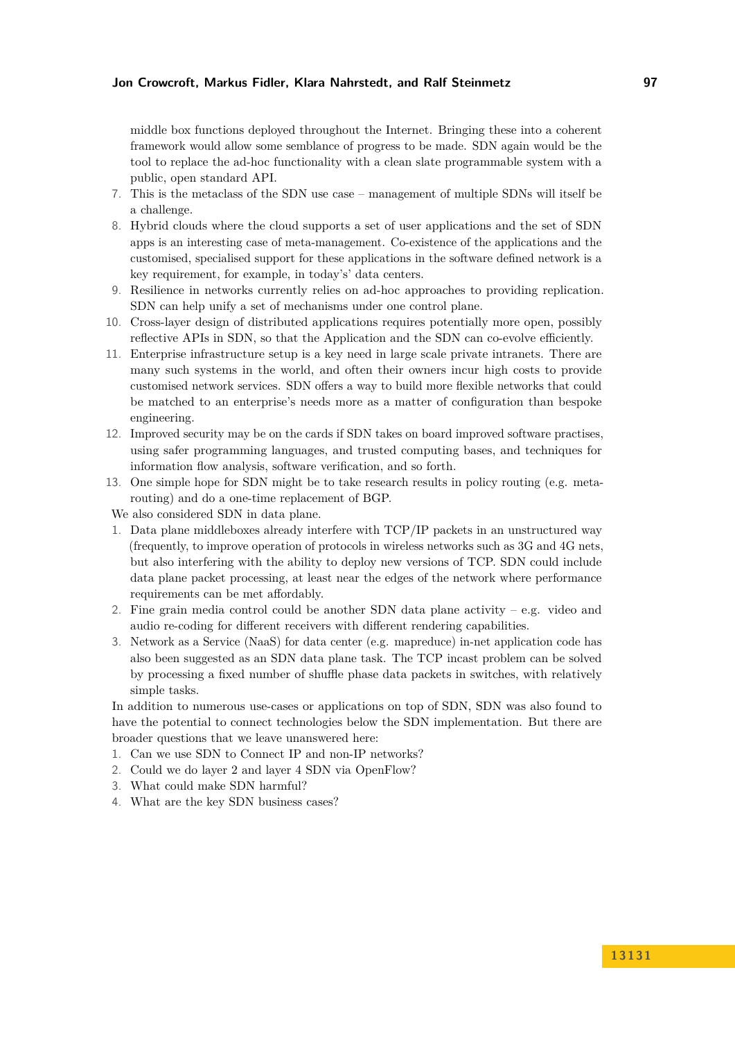middle box functions deployed throughout the Internet. Bringing these into a coherent framework would allow some semblance of progress to be made. SDN again would be the tool to replace the ad-hoc functionality with a clean slate programmable system with a public, open standard API.

7. This is the metaclass of the SDN use case – management of multiple SDNs will itself be a challenge.
8. Hybrid clouds where the cloud supports a set of user applications and the set of SDN apps is an interesting case of meta-management. Co-existence of the applications and the customised, specialised support for these applications in the software defined network is a key requirement, for example, in today's' data centers.
9. Resilience in networks currently relies on ad-hoc approaches to providing replication. SDN can help unify a set of mechanisms under one control plane.
10. Cross-layer design of distributed applications requires potentially more open, possibly reflective APIs in SDN, so that the Application and the SDN can co-evolve efficiently.
11. Enterprise infrastructure setup is a key need in large scale private intranets. There are many such systems in the world, and often their owners incur high costs to provide customised network services. SDN offers a way to build more flexible networks that could be matched to an enterprise's needs more as a matter of configuration than bespoke engineering.
12. Improved security may be on the cards if SDN takes on board improved software practises, using safer programming languages, and trusted computing bases, and techniques for information flow analysis, software verification, and so forth.
13. One simple hope for SDN might be to take research results in policy routing (e.g. meta-routing) and do a one-time replacement of BGP.

We also considered SDN in data plane.

1. Data plane middleboxes already interfere with TCP/IP packets in an unstructured way (frequently, to improve operation of protocols in wireless networks such as 3G and 4G nets, but also interfering with the ability to deploy new versions of TCP. SDN could include data plane packet processing, at least near the edges of the network where performance requirements can be met affordably.
2. Fine grain media control could be another SDN data plane activity – e.g. video and audio re-coding for different receivers with different rendering capabilities.
3. Network as a Service (NaaS) for data center (e.g. mapreduce) in-net application code has also been suggested as an SDN data plane task. The TCP incast problem can be solved by processing a fixed number of shuffle phase data packets in switches, with relatively simple tasks.

In addition to numerous use-cases or applications on top of SDN, SDN was also found to have the potential to connect technologies below the SDN implementation. But there are broader questions that we leave unanswered here:

1. Can we use SDN to Connect IP and non-IP networks?
2. Could we do layer 2 and layer 4 SDN via OpenFlow?
3. What could make SDN harmful?
4. What are the key SDN business cases?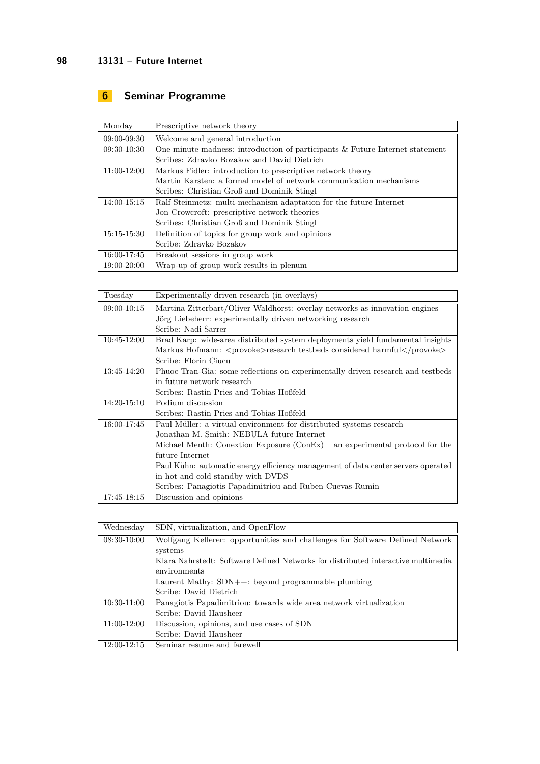## 6 Seminar Programme

| Monday | Prescriptive network theory |
|---|---|
| 09:00-09:30 | Welcome and general introduction |
| 09:30-10:30 | One minute madness: introduction of participants & Future Internet statement<br>Scribes: Zdravko Bozakov and David Dietrich |
| 11:00-12:00 | Markus Fidler: introduction to prescriptive network theory<br>Martin Karsten: a formal model of network communication mechanisms<br>Scribes: Christian Groß and Dominik Stingl |
| 14:00-15:15 | Ralf Steinmetz: multi-mechanism adaptation for the future Internet<br>Jon Crowcroft: prescriptive network theories<br>Scribes: Christian Groß and Dominik Stingl |
| 15:15-15:30 | Definition of topics for group work and opinions<br>Scribe: Zdravko Bozakov |
| 16:00-17:45 | Breakout sessions in group work |
| 19:00-20:00 | Wrap-up of group work results in plenum |

| Tuesday | Experimentally driven research (in overlays) |
|---|---|
| 09:00-10:15 | Martina Zitterbart/Oliver Waldhorst: overlay networks as innovation engines<br>Jörg Liebeherr: experimentally driven networking research<br>Scribe: Nadi Sarrer |
| 10:45-12:00 | Brad Karp: wide-area distributed system deployments yield fundamental insights<br>Markus Hofmann: <provoke>research testbeds considered harmful</provoke><br>Scribe: Florin Ciucu |
| 13:45-14:20 | Phuoc Tran-Gia: some reflections on experimentally driven research and testbeds in future network research<br>Scribes: Rastin Pries and Tobias Hoßfeld |
| 14:20-15:10 | Podium discussion<br>Scribes: Rastin Pries and Tobias Hoßfeld |
| 16:00-17:45 | Paul Müller: a virtual environment for distributed systems research<br>Jonathan M. Smith: NEBULA future Internet<br>Michael Menth: Conextion Exposure (ConEx) – an experimental protocol for the future Internet<br>Paul Kühn: automatic energy efficiency management of data center servers operated in hot and cold standby with DVDS<br>Scribes: Panagiotis Papadimitriou and Ruben Cuevas-Rumin |
| 17:45-18:15 | Discussion and opinions |

| Wednesday | SDN, virtualization, and OpenFlow |
|---|---|
| 08:30-10:00 | Wolfgang Kellerer: opportunities and challenges for Software Defined Network systems<br>Klara Nahrstedt: Software Defined Networks for distributed interactive multimedia environments<br>Laurent Mathy: SDN++: beyond programmable plumbing<br>Scribe: David Dietrich |
| 10:30-11:00 | Panagiotis Papadimitriou: towards wide area network virtualization<br>Scribe: David Hausheer |
| 11:00-12:00 | Discussion, opinions, and use cases of SDN<br>Scribe: David Hausheer |
| 12:00-12:15 | Seminar resume and farewell |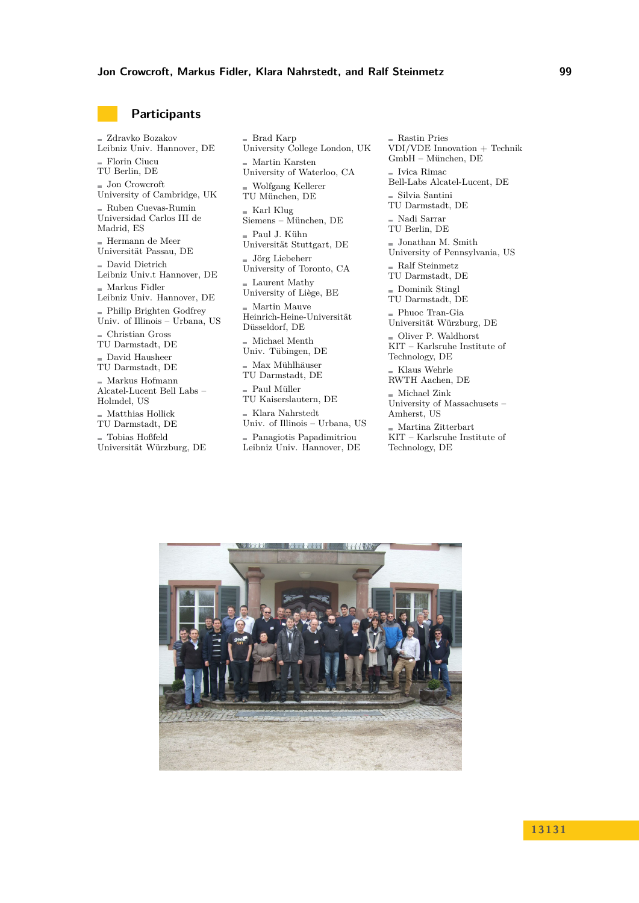## Participants

- Zdravko Bozakov
  Leibniz Univ. Hannover, DE
- Florin Ciucu
  TU Berlin, DE
- Jon Crowcroft
  University of Cambridge, UK
- Ruben Cuevas-Rumin
  Universidad Carlos III de Madrid, ES
- Hermann de Meer
  Universität Passau, DE
- David Dietrich
  Leibniz Univ.t Hannover, DE
- Markus Fidler
  Leibniz Univ. Hannover, DE
- Philip Brighten Godfrey
  Univ. of Illinois – Urbana, US
- Christian Gross
  TU Darmstadt, DE
- David Hausheer
  TU Darmstadt, DE
- Markus Hofmann
  Alcatel-Lucent Bell Labs – Holmdel, US
- Matthias Hollick
  TU Darmstadt, DE
- Tobias Hoßfeld
  Universität Würzburg, DE
- Brad Karp
  University College London, UK
- Martin Karsten
  University of Waterloo, CA
- Wolfgang Kellerer
  TU München, DE
- Karl Klug
  Siemens – München, DE
- Paul J. Kühn
  Universität Stuttgart, DE
- Jörg Liebeherr
  University of Toronto, CA
- Laurent Mathy
  University of Liège, BE
- Martin Mauve
  Heinrich-Heine-Universität Düsseldorf, DE
- Michael Menth
  Univ. Tübingen, DE
- Max Mühlhäuser
  TU Darmstadt, DE
- Paul Müller
  TU Kaiserslautern, DE
- Klara Nahrstedt
  Univ. of Illinois – Urbana, US
- Panagiotis Papadimitriou
  Leibniz Univ. Hannover, DE
- Rastin Pries
  VDI/VDE Innovation + Technik GmbH – München, DE
- Ivica Rimac
  Bell-Labs Alcatel-Lucent, DE
- Silvia Santini
  TU Darmstadt, DE
- Nadi Sarrar
  TU Berlin, DE
- Jonathan M. Smith
  University of Pennsylvania, US
- Ralf Steinmetz
  TU Darmstadt, DE
- Dominik Stingl
  TU Darmstadt, DE
- Phuoc Tran-Gia
  Universität Würzburg, DE
- Oliver P. Waldhorst
  KIT – Karlsruhe Institute of Technology, DE
- Klaus Wehrle
  RWTH Aachen, DE
- Michael Zink
  University of Massachusets – Amherst, US
- Martina Zitterbart
  KIT – Karlsruhe Institute of Technology, DE